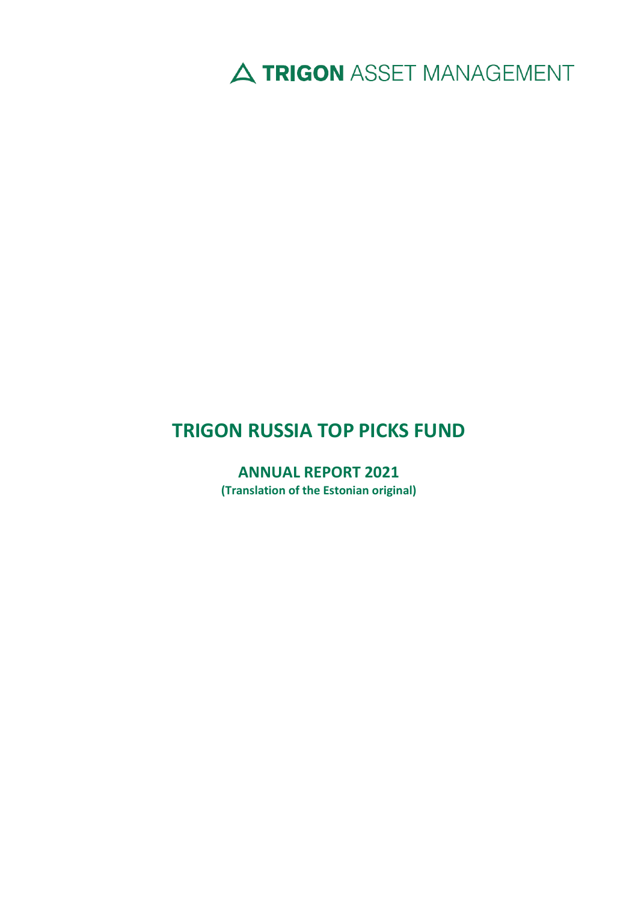TRIGON ASSET MANAGEMENT

# TRIGON RUSSIA TOP PICKS FUND

## ANNUAL REPORT 2021

**(Translation of the Estonian original)**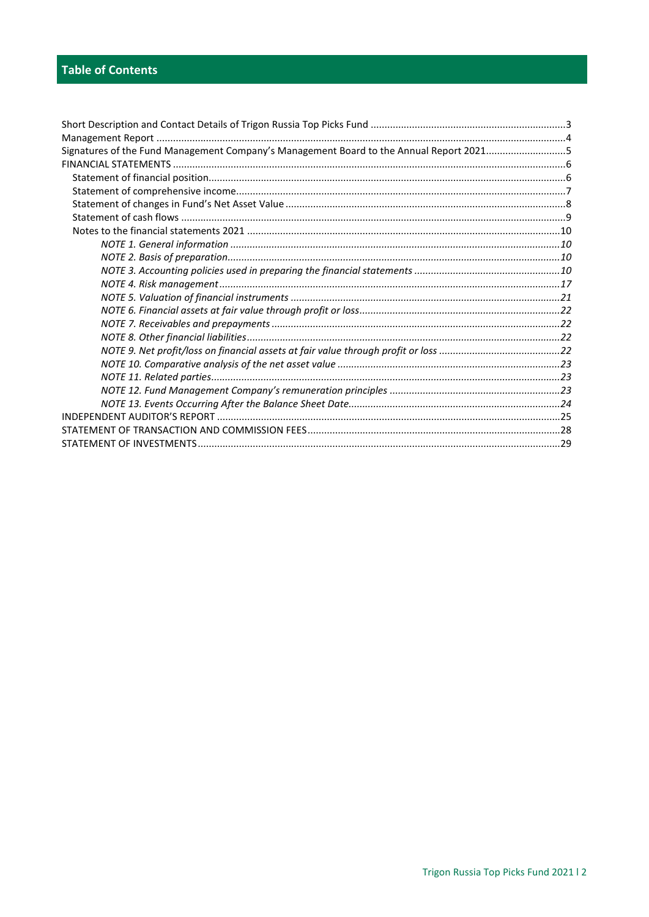## Table of Contents

Short Description and Contact Details of Trigon Russia Top Picks Fund ....................................................................3
Management Report ....................................................................4
Signatures of the Fund Management Company's Management Board to the Annual Report 2021.............................5
FINANCIAL STATEMENTS ....................................................................6
- Statement of financial position....................................................................6
- Statement of comprehensive income....................................................................7
- Statement of changes in Fund's Net Asset Value ....................................................................8
- Statement of cash flows ....................................................................9
- Notes to the financial statements 2021 ....................................................................10
  - *NOTE 1. General information ....................................................................10*
  - *NOTE 2. Basis of preparation....................................................................10*
  - *NOTE 3. Accounting policies used in preparing the financial statements ....................................................................10*
  - *NOTE 4. Risk management....................................................................17*
  - *NOTE 5. Valuation of financial instruments ....................................................................21*
  - *NOTE 6. Financial assets at fair value through profit or loss....................................................................22*
  - *NOTE 7. Receivables and prepayments ....................................................................22*
  - *NOTE 8. Other financial liabilities....................................................................22*
  - *NOTE 9. Net profit/loss on financial assets at fair value through profit or loss ....................................................................22*
  - *NOTE 10. Comparative analysis of the net asset value ....................................................................23*
  - *NOTE 11. Related parties....................................................................23*
  - *NOTE 12. Fund Management Company's remuneration principles ....................................................................23*
  - *NOTE 13. Events Occurring After the Balance Sheet Date....................................................................24*

INDEPENDENT AUDITOR'S REPORT ....................................................................25
STATEMENT OF TRANSACTION AND COMMISSION FEES....................................................................28
STATEMENT OF INVESTMENTS....................................................................29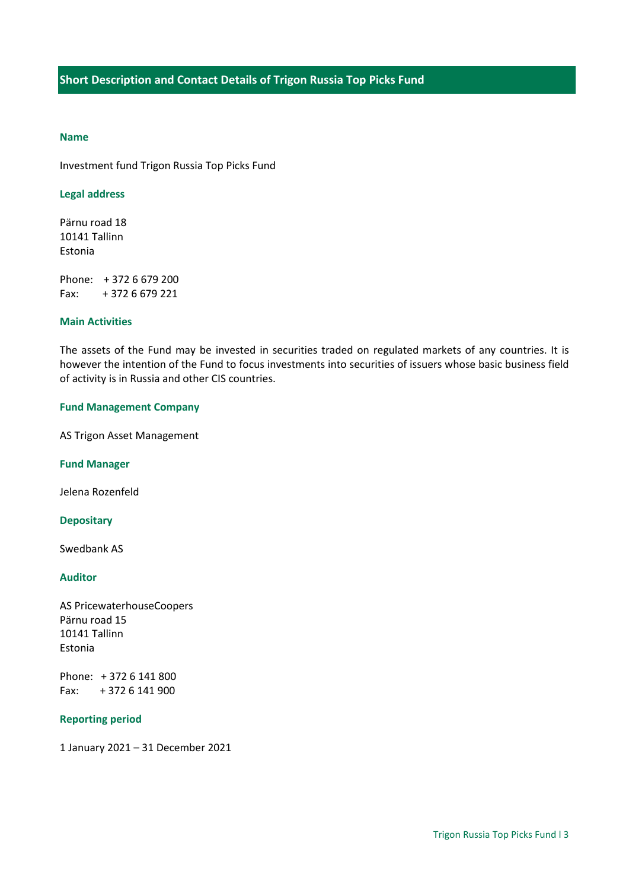# Short Description and Contact Details of Trigon Russia Top Picks Fund

### Name

Investment fund Trigon Russia Top Picks Fund

### Legal address

Pärnu road 18
10141 Tallinn
Estonia

Phone: + 372 6 679 200
Fax: + 372 6 679 221

### Main Activities

The assets of the Fund may be invested in securities traded on regulated markets of any countries. It is however the intention of the Fund to focus investments into securities of issuers whose basic business field of activity is in Russia and other CIS countries.

### Fund Management Company

AS Trigon Asset Management

### Fund Manager

Jelena Rozenfeld

### Depositary

Swedbank AS

### Auditor

AS PricewaterhouseCoopers
Pärnu road 15
10141 Tallinn
Estonia

Phone: + 372 6 141 800
Fax: + 372 6 141 900

### Reporting period

1 January 2021 – 31 December 2021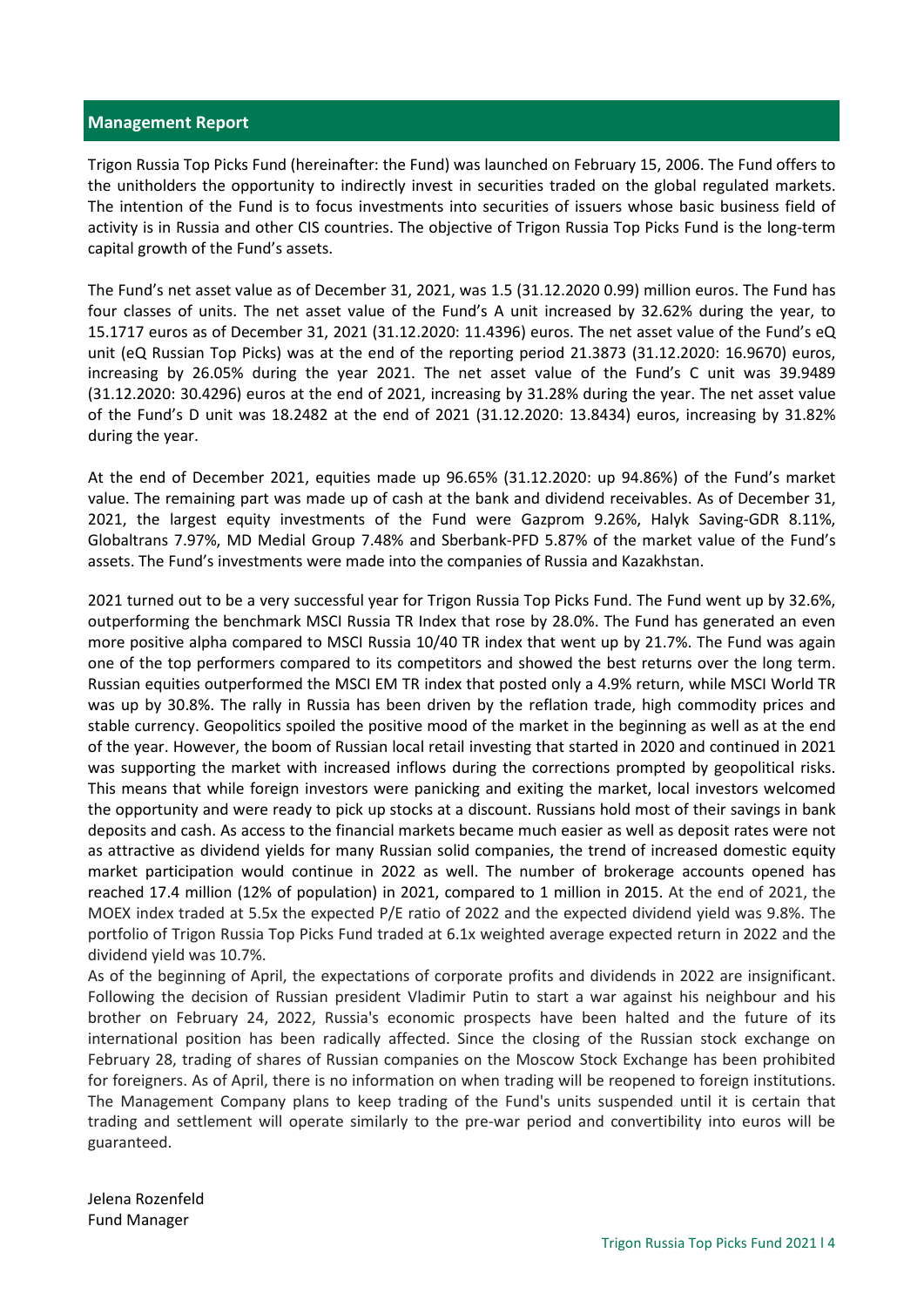## Management Report

Trigon Russia Top Picks Fund (hereinafter: the Fund) was launched on February 15, 2006. The Fund offers to the unitholders the opportunity to indirectly invest in securities traded on the global regulated markets. The intention of the Fund is to focus investments into securities of issuers whose basic business field of activity is in Russia and other CIS countries. The objective of Trigon Russia Top Picks Fund is the long-term capital growth of the Fund's assets.

The Fund's net asset value as of December 31, 2021, was 1.5 (31.12.2020 0.99) million euros. The Fund has four classes of units. The net asset value of the Fund's A unit increased by 32.62% during the year, to 15.1717 euros as of December 31, 2021 (31.12.2020: 11.4396) euros. The net asset value of the Fund's eQ unit (eQ Russian Top Picks) was at the end of the reporting period 21.3873 (31.12.2020: 16.9670) euros, increasing by 26.05% during the year 2021. The net asset value of the Fund's C unit was 39.9489 (31.12.2020: 30.4296) euros at the end of 2021, increasing by 31.28% during the year. The net asset value of the Fund's D unit was 18.2482 at the end of 2021 (31.12.2020: 13.8434) euros, increasing by 31.82% during the year.

At the end of December 2021, equities made up 96.65% (31.12.2020: up 94.86%) of the Fund's market value. The remaining part was made up of cash at the bank and dividend receivables. As of December 31, 2021, the largest equity investments of the Fund were Gazprom 9.26%, Halyk Saving-GDR 8.11%, Globaltrans 7.97%, MD Medial Group 7.48% and Sberbank-PFD 5.87% of the market value of the Fund's assets. The Fund's investments were made into the companies of Russia and Kazakhstan.

2021 turned out to be a very successful year for Trigon Russia Top Picks Fund. The Fund went up by 32.6%, outperforming the benchmark MSCI Russia TR Index that rose by 28.0%. The Fund has generated an even more positive alpha compared to MSCI Russia 10/40 TR index that went up by 21.7%. The Fund was again one of the top performers compared to its competitors and showed the best returns over the long term. Russian equities outperformed the MSCI EM TR index that posted only a 4.9% return, while MSCI World TR was up by 30.8%. The rally in Russia has been driven by the reflation trade, high commodity prices and stable currency. Geopolitics spoiled the positive mood of the market in the beginning as well as at the end of the year. However, the boom of Russian local retail investing that started in 2020 and continued in 2021 was supporting the market with increased inflows during the corrections prompted by geopolitical risks. This means that while foreign investors were panicking and exiting the market, local investors welcomed the opportunity and were ready to pick up stocks at a discount. Russians hold most of their savings in bank deposits and cash. As access to the financial markets became much easier as well as deposit rates were not as attractive as dividend yields for many Russian solid companies, the trend of increased domestic equity market participation would continue in 2022 as well. The number of brokerage accounts opened has reached 17.4 million (12% of population) in 2021, compared to 1 million in 2015. At the end of 2021, the MOEX index traded at 5.5x the expected P/E ratio of 2022 and the expected dividend yield was 9.8%. The portfolio of Trigon Russia Top Picks Fund traded at 6.1x weighted average expected return in 2022 and the dividend yield was 10.7%.

As of the beginning of April, the expectations of corporate profits and dividends in 2022 are insignificant. Following the decision of Russian president Vladimir Putin to start a war against his neighbour and his brother on February 24, 2022, Russia's economic prospects have been halted and the future of its international position has been radically affected. Since the closing of the Russian stock exchange on February 28, trading of shares of Russian companies on the Moscow Stock Exchange has been prohibited for foreigners. As of April, there is no information on when trading will be reopened to foreign institutions. The Management Company plans to keep trading of the Fund's units suspended until it is certain that trading and settlement will operate similarly to the pre-war period and convertibility into euros will be guaranteed.

Jelena Rozenfeld
Fund Manager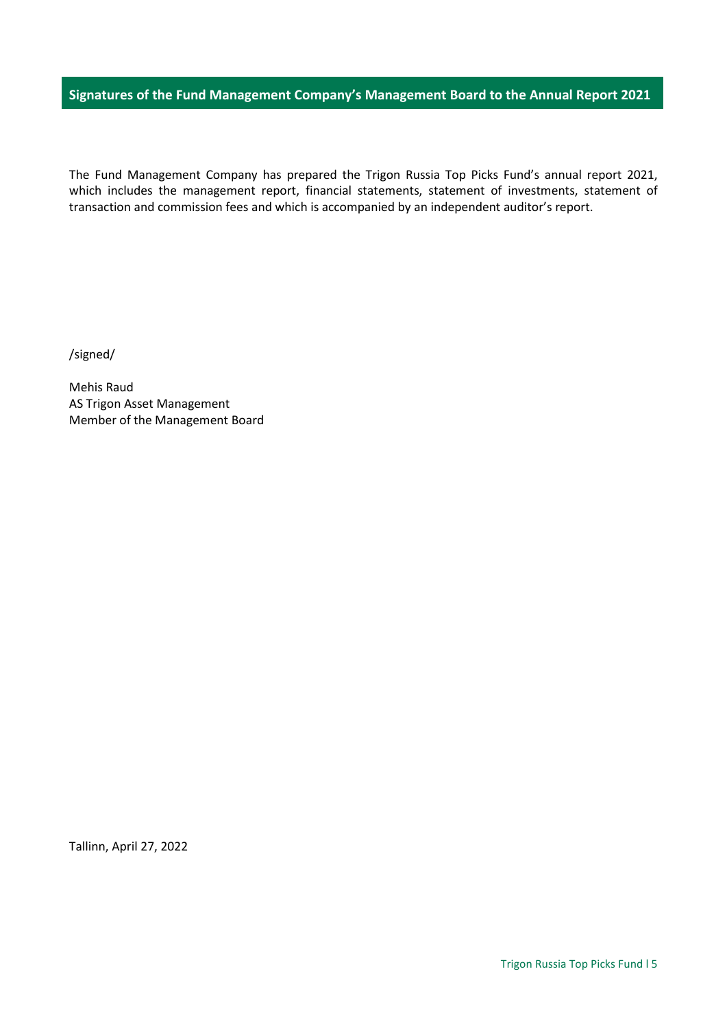## Signatures of the Fund Management Company's Management Board to the Annual Report 2021

The Fund Management Company has prepared the Trigon Russia Top Picks Fund's annual report 2021, which includes the management report, financial statements, statement of investments, statement of transaction and commission fees and which is accompanied by an independent auditor's report.

/signed/

Mehis Raud
AS Trigon Asset Management
Member of the Management Board

Tallinn, April 27, 2022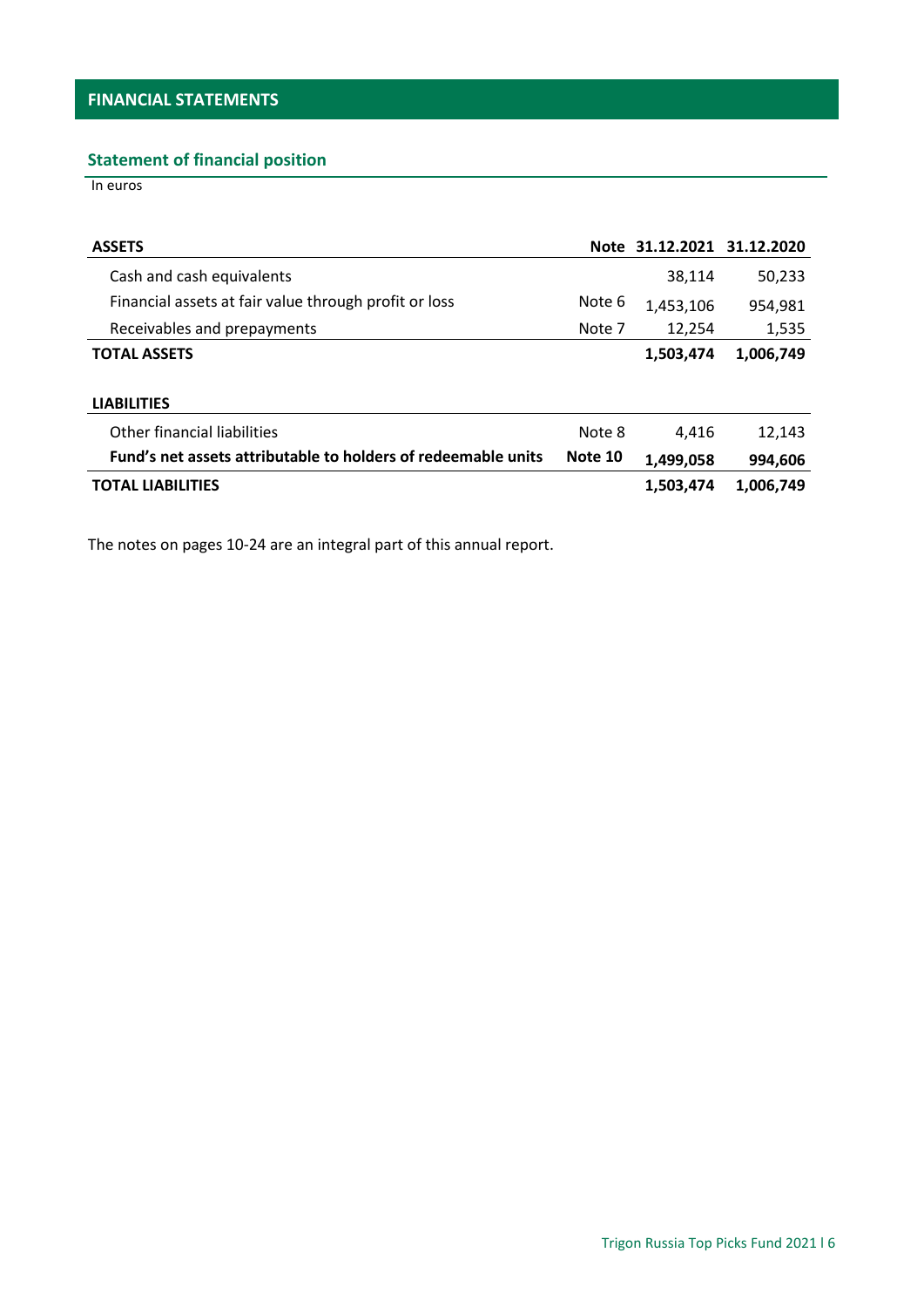## FINANCIAL STATEMENTS

### Statement of financial position

In euros

| ASSETS | Note | 31.12.2021 | 31.12.2020 |
|---|---|---|---|
| Cash and cash equivalents | | 38,114 | 50,233 |
| Financial assets at fair value through profit or loss | Note 6 | 1,453,106 | 954,981 |
| Receivables and prepayments | Note 7 | 12,254 | 1,535 |
| **TOTAL ASSETS** | | **1,503,474** | **1,006,749** |
| | | | |
| **LIABILITIES** | | | |
| Other financial liabilities | Note 8 | 4,416 | 12,143 |
| **Fund's net assets attributable to holders of redeemable units** | **Note 10** | **1,499,058** | **994,606** |
| **TOTAL LIABILITIES** | | **1,503,474** | **1,006,749** |

The notes on pages 10-24 are an integral part of this annual report.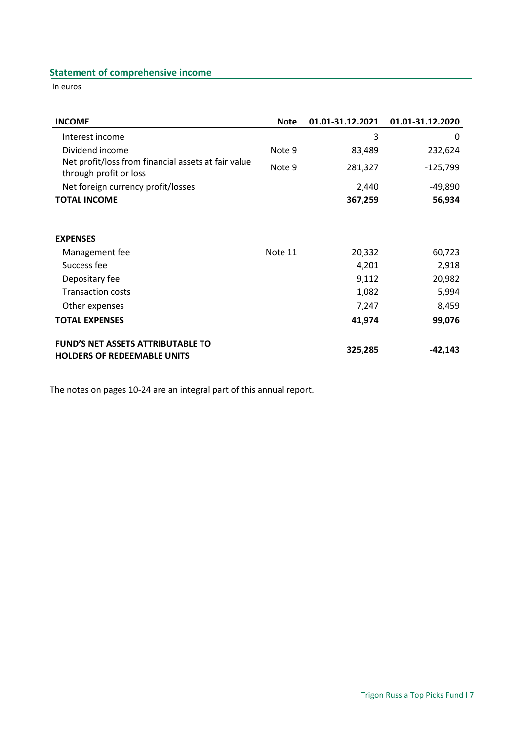## Statement of comprehensive income

In euros

| INCOME | Note | 01.01-31.12.2021 | 01.01-31.12.2020 |
|---|---|---|---|
| Interest income | | 3 | 0 |
| Dividend income | Note 9 | 83,489 | 232,624 |
| Net profit/loss from financial assets at fair value through profit or loss | Note 9 | 281,327 | -125,799 |
| Net foreign currency profit/losses | | 2,440 | -49,890 |
| **TOTAL INCOME** | | **367,259** | **56,934** |
| | | | |
| **EXPENSES** | | | |
| Management fee | Note 11 | 20,332 | 60,723 |
| Success fee | | 4,201 | 2,918 |
| Depositary fee | | 9,112 | 20,982 |
| Transaction costs | | 1,082 | 5,994 |
| Other expenses | | 7,247 | 8,459 |
| **TOTAL EXPENSES** | | **41,974** | **99,076** |
| | | | |
| **FUND'S NET ASSETS ATTRIBUTABLE TO HOLDERS OF REDEEMABLE UNITS** | | **325,285** | **-42,143** |

The notes on pages 10-24 are an integral part of this annual report.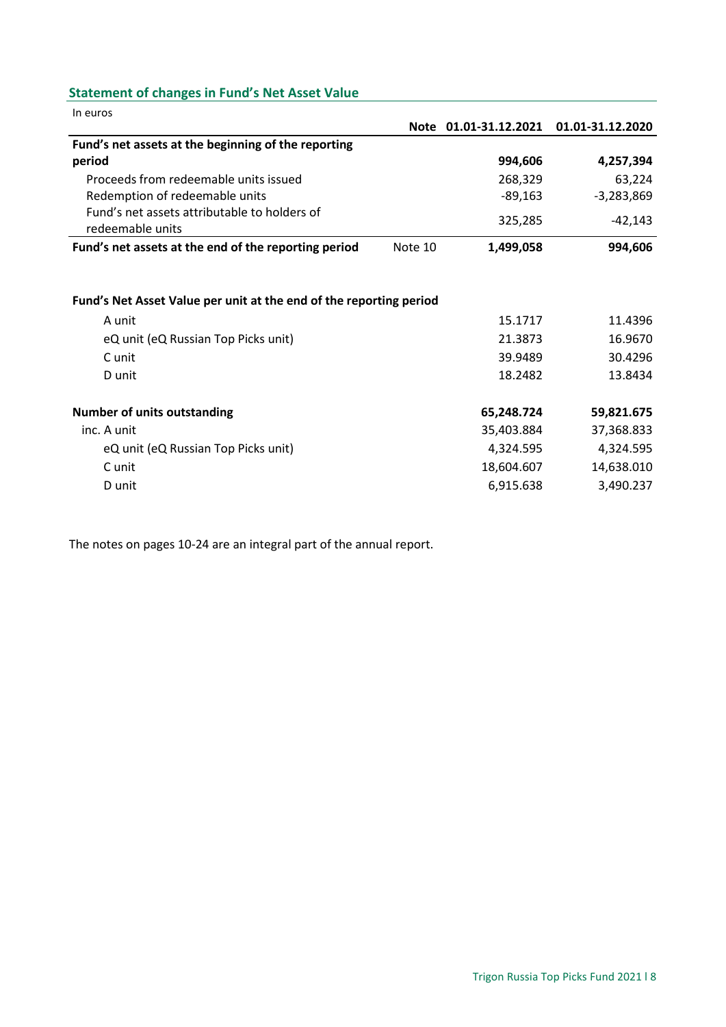## Statement of changes in Fund's Net Asset Value

In euros

| | Note | 01.01-31.12.2021 | 01.01-31.12.2020 |
|---|---|---|---|
| **Fund's net assets at the beginning of the reporting period** | | **994,606** | **4,257,394** |
| Proceeds from redeemable units issued | | 268,329 | 63,224 |
| Redemption of redeemable units | | -89,163 | -3,283,869 |
| Fund's net assets attributable to holders of redeemable units | | 325,285 | -42,143 |
| **Fund's net assets at the end of the reporting period** | Note 10 | **1,499,058** | **994,606** |

| | | |
|---|---|---|
| **Fund's Net Asset Value per unit at the end of the reporting period** | | |
| A unit | 15.1717 | 11.4396 |
| eQ unit (eQ Russian Top Picks unit) | 21.3873 | 16.9670 |
| C unit | 39.9489 | 30.4296 |
| D unit | 18.2482 | 13.8434 |
| **Number of units outstanding** | **65,248.724** | **59,821.675** |
| inc. A unit | 35,403.884 | 37,368.833 |
| eQ unit (eQ Russian Top Picks unit) | 4,324.595 | 4,324.595 |
| C unit | 18,604.607 | 14,638.010 |
| D unit | 6,915.638 | 3,490.237 |

The notes on pages 10-24 are an integral part of the annual report.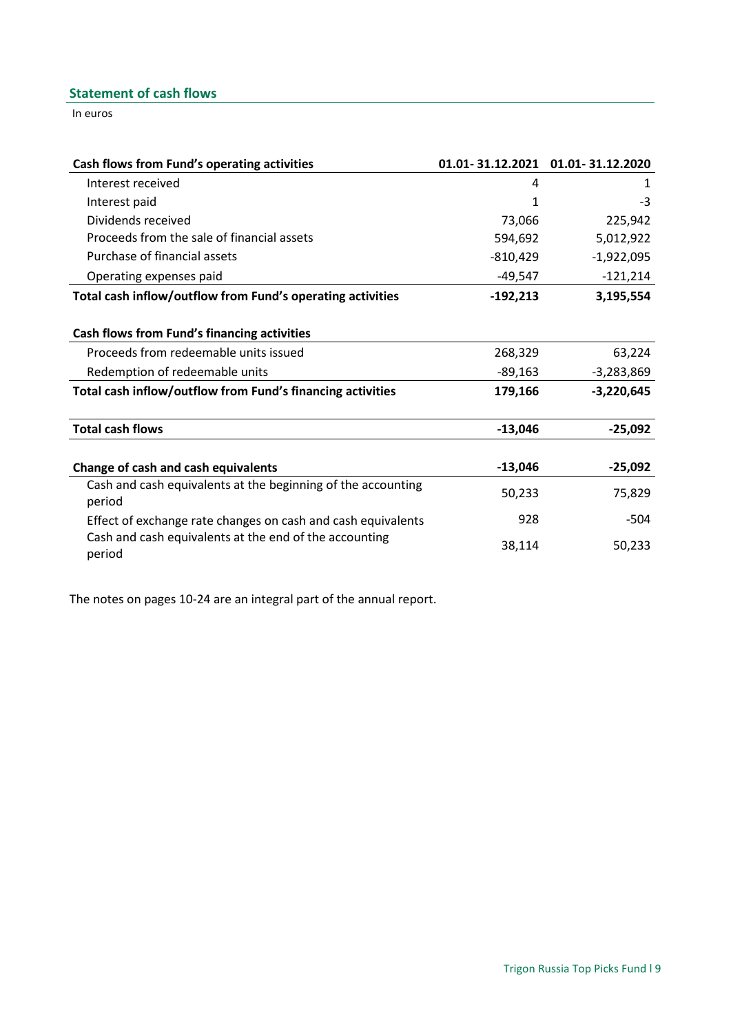## Statement of cash flows

In euros

| Cash flows from Fund's operating activities | 01.01- 31.12.2021 | 01.01- 31.12.2020 |
|---|---|---|
| Interest received | 4 | 1 |
| Interest paid | 1 | -3 |
| Dividends received | 73,066 | 225,942 |
| Proceeds from the sale of financial assets | 594,692 | 5,012,922 |
| Purchase of financial assets | -810,429 | -1,922,095 |
| Operating expenses paid | -49,547 | -121,214 |
| **Total cash inflow/outflow from Fund's operating activities** | **-192,213** | **3,195,554** |
| | | |
| **Cash flows from Fund's financing activities** | | |
| Proceeds from redeemable units issued | 268,329 | 63,224 |
| Redemption of redeemable units | -89,163 | -3,283,869 |
| **Total cash inflow/outflow from Fund's financing activities** | **179,166** | **-3,220,645** |
| | | |
| **Total cash flows** | **-13,046** | **-25,092** |
| | | |
| **Change of cash and cash equivalents** | **-13,046** | **-25,092** |
| Cash and cash equivalents at the beginning of the accounting period | 50,233 | 75,829 |
| Effect of exchange rate changes on cash and cash equivalents | 928 | -504 |
| Cash and cash equivalents at the end of the accounting period | 38,114 | 50,233 |

The notes on pages 10-24 are an integral part of the annual report.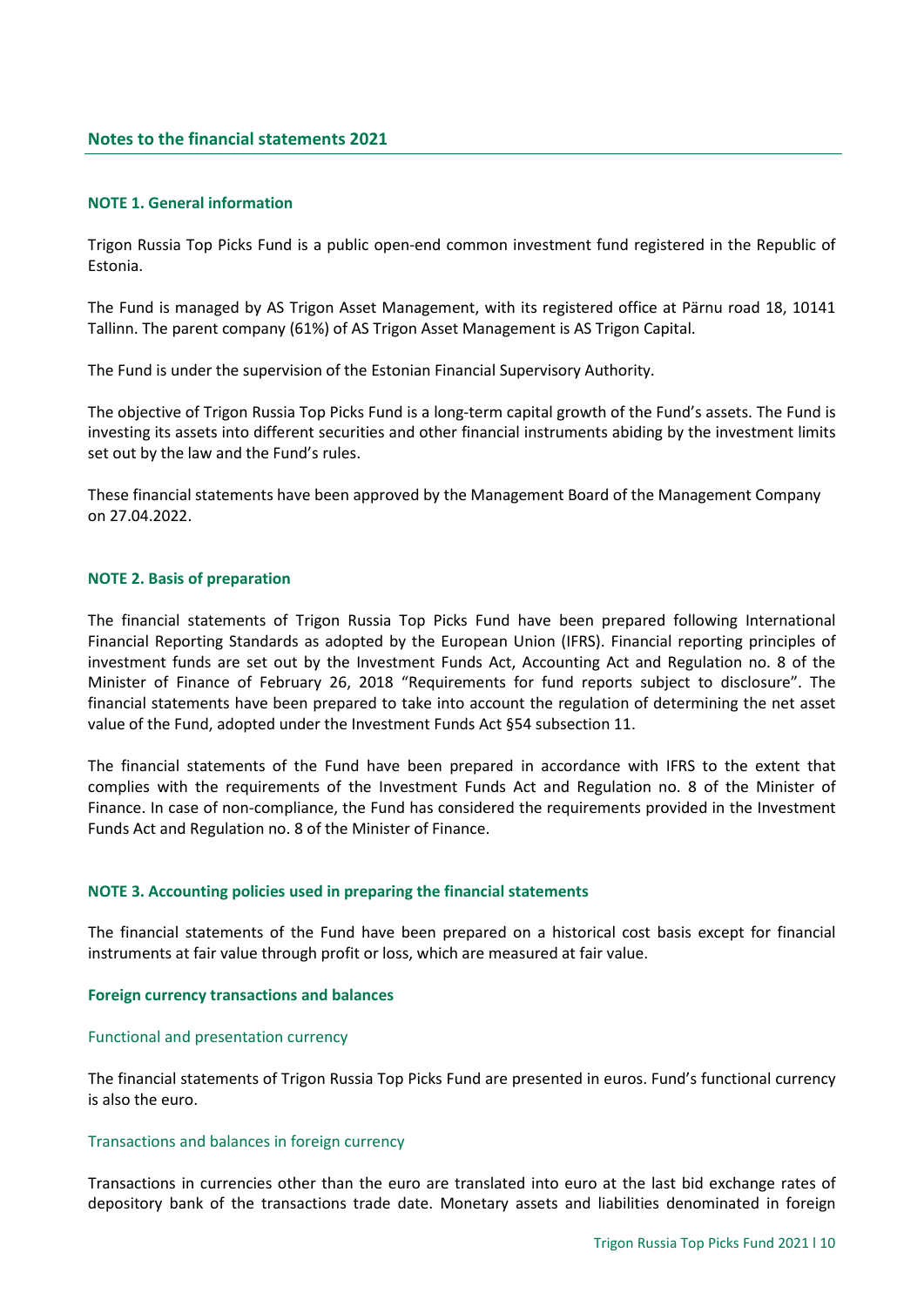## Notes to the financial statements 2021

### NOTE 1. General information

Trigon Russia Top Picks Fund is a public open-end common investment fund registered in the Republic of Estonia.

The Fund is managed by AS Trigon Asset Management, with its registered office at Pärnu road 18, 10141 Tallinn. The parent company (61%) of AS Trigon Asset Management is AS Trigon Capital.

The Fund is under the supervision of the Estonian Financial Supervisory Authority.

The objective of Trigon Russia Top Picks Fund is a long-term capital growth of the Fund's assets. The Fund is investing its assets into different securities and other financial instruments abiding by the investment limits set out by the law and the Fund's rules.

These financial statements have been approved by the Management Board of the Management Company on 27.04.2022.

### NOTE 2. Basis of preparation

The financial statements of Trigon Russia Top Picks Fund have been prepared following International Financial Reporting Standards as adopted by the European Union (IFRS). Financial reporting principles of investment funds are set out by the Investment Funds Act, Accounting Act and Regulation no. 8 of the Minister of Finance of February 26, 2018 "Requirements for fund reports subject to disclosure". The financial statements have been prepared to take into account the regulation of determining the net asset value of the Fund, adopted under the Investment Funds Act §54 subsection 11.

The financial statements of the Fund have been prepared in accordance with IFRS to the extent that complies with the requirements of the Investment Funds Act and Regulation no. 8 of the Minister of Finance. In case of non-compliance, the Fund has considered the requirements provided in the Investment Funds Act and Regulation no. 8 of the Minister of Finance.

### NOTE 3. Accounting policies used in preparing the financial statements

The financial statements of the Fund have been prepared on a historical cost basis except for financial instruments at fair value through profit or loss, which are measured at fair value.

#### Foreign currency transactions and balances

##### Functional and presentation currency

The financial statements of Trigon Russia Top Picks Fund are presented in euros. Fund's functional currency is also the euro.

##### Transactions and balances in foreign currency

Transactions in currencies other than the euro are translated into euro at the last bid exchange rates of depository bank of the transactions trade date. Monetary assets and liabilities denominated in foreign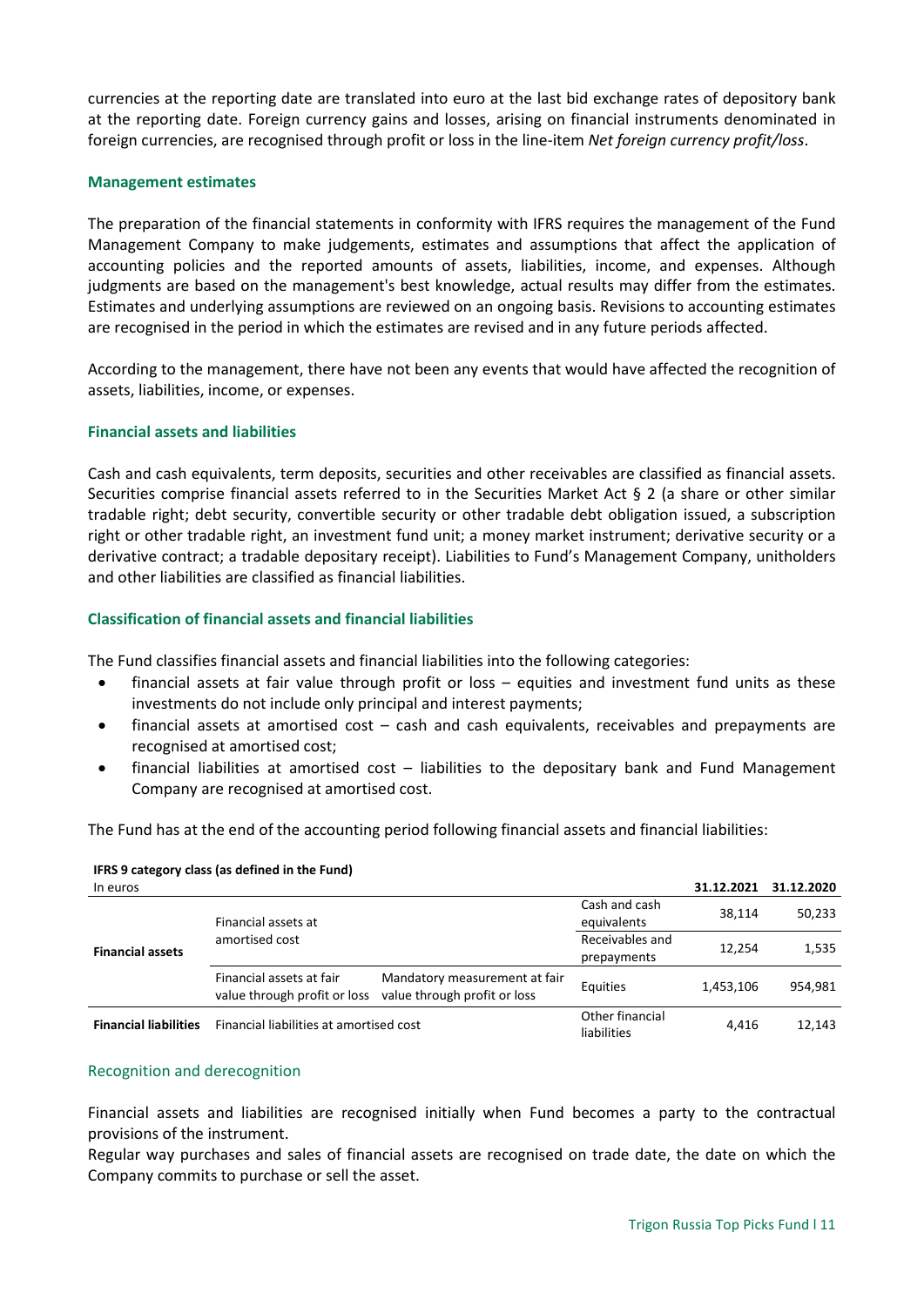currencies at the reporting date are translated into euro at the last bid exchange rates of depository bank at the reporting date. Foreign currency gains and losses, arising on financial instruments denominated in foreign currencies, are recognised through profit or loss in the line-item *Net foreign currency profit/loss*.

### Management estimates

The preparation of the financial statements in conformity with IFRS requires the management of the Fund Management Company to make judgements, estimates and assumptions that affect the application of accounting policies and the reported amounts of assets, liabilities, income, and expenses. Although judgments are based on the management's best knowledge, actual results may differ from the estimates. Estimates and underlying assumptions are reviewed on an ongoing basis. Revisions to accounting estimates are recognised in the period in which the estimates are revised and in any future periods affected.

According to the management, there have not been any events that would have affected the recognition of assets, liabilities, income, or expenses.

### Financial assets and liabilities

Cash and cash equivalents, term deposits, securities and other receivables are classified as financial assets. Securities comprise financial assets referred to in the Securities Market Act § 2 (a share or other similar tradable right; debt security, convertible security or other tradable debt obligation issued, a subscription right or other tradable right, an investment fund unit; a money market instrument; derivative security or a derivative contract; a tradable depositary receipt). Liabilities to Fund's Management Company, unitholders and other liabilities are classified as financial liabilities.

### Classification of financial assets and financial liabilities

The Fund classifies financial assets and financial liabilities into the following categories:

- financial assets at fair value through profit or loss – equities and investment fund units as these investments do not include only principal and interest payments;
- financial assets at amortised cost – cash and cash equivalents, receivables and prepayments are recognised at amortised cost;
- financial liabilities at amortised cost – liabilities to the depositary bank and Fund Management Company are recognised at amortised cost.

The Fund has at the end of the accounting period following financial assets and financial liabilities:

**IFRS 9 category class (as defined in the Fund)**

| In euros | | | | 31.12.2021 | 31.12.2020 |
|---|---|---|---|---|---|
| **Financial assets** | Financial assets at amortised cost | | Cash and cash equivalents | 38,114 | 50,233 |
| | | | Receivables and prepayments | 12,254 | 1,535 |
| | Financial assets at fair value through profit or loss | Mandatory measurement at fair value through profit or loss | Equities | 1,453,106 | 954,981 |
| **Financial liabilities** | Financial liabilities at amortised cost | | Other financial liabilities | 4,416 | 12,143 |

### Recognition and derecognition

Financial assets and liabilities are recognised initially when Fund becomes a party to the contractual provisions of the instrument.
Regular way purchases and sales of financial assets are recognised on trade date, the date on which the Company commits to purchase or sell the asset.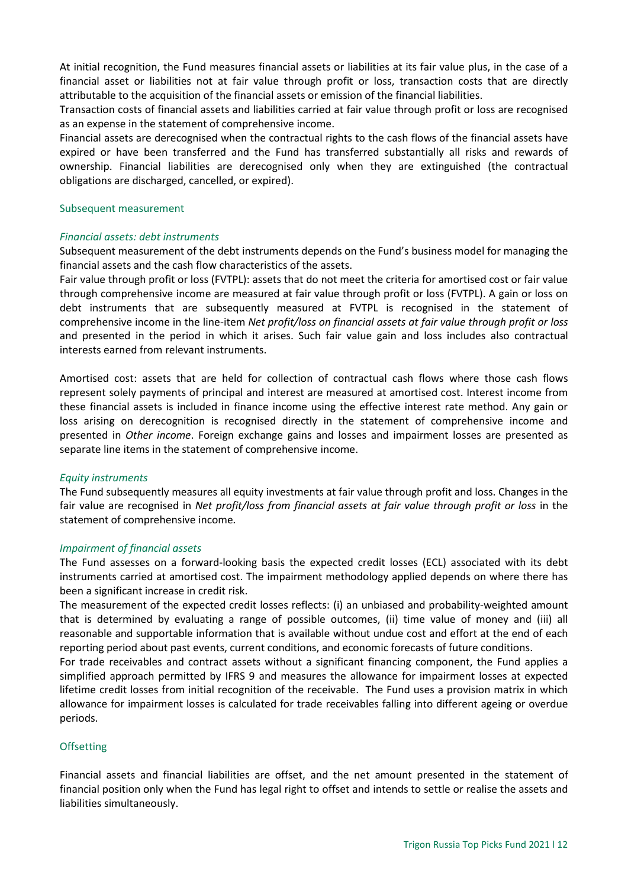At initial recognition, the Fund measures financial assets or liabilities at its fair value plus, in the case of a financial asset or liabilities not at fair value through profit or loss, transaction costs that are directly attributable to the acquisition of the financial assets or emission of the financial liabilities.

Transaction costs of financial assets and liabilities carried at fair value through profit or loss are recognised as an expense in the statement of comprehensive income.

Financial assets are derecognised when the contractual rights to the cash flows of the financial assets have expired or have been transferred and the Fund has transferred substantially all risks and rewards of ownership. Financial liabilities are derecognised only when they are extinguished (the contractual obligations are discharged, cancelled, or expired).

## Subsequent measurement

### *Financial assets: debt instruments*

Subsequent measurement of the debt instruments depends on the Fund's business model for managing the financial assets and the cash flow characteristics of the assets.

Fair value through profit or loss (FVTPL): assets that do not meet the criteria for amortised cost or fair value through comprehensive income are measured at fair value through profit or loss (FVTPL). A gain or loss on debt instruments that are subsequently measured at FVTPL is recognised in the statement of comprehensive income in the line-item *Net profit/loss on financial assets at fair value through profit or loss* and presented in the period in which it arises. Such fair value gain and loss includes also contractual interests earned from relevant instruments.

Amortised cost: assets that are held for collection of contractual cash flows where those cash flows represent solely payments of principal and interest are measured at amortised cost. Interest income from these financial assets is included in finance income using the effective interest rate method. Any gain or loss arising on derecognition is recognised directly in the statement of comprehensive income and presented in *Other income*. Foreign exchange gains and losses and impairment losses are presented as separate line items in the statement of comprehensive income.

### *Equity instruments*

The Fund subsequently measures all equity investments at fair value through profit and loss. Changes in the fair value are recognised in *Net profit/loss from financial assets at fair value through profit or loss* in the statement of comprehensive income.

### *Impairment of financial assets*

The Fund assesses on a forward-looking basis the expected credit losses (ECL) associated with its debt instruments carried at amortised cost. The impairment methodology applied depends on where there has been a significant increase in credit risk.

The measurement of the expected credit losses reflects: (i) an unbiased and probability-weighted amount that is determined by evaluating a range of possible outcomes, (ii) time value of money and (iii) all reasonable and supportable information that is available without undue cost and effort at the end of each reporting period about past events, current conditions, and economic forecasts of future conditions.

For trade receivables and contract assets without a significant financing component, the Fund applies a simplified approach permitted by IFRS 9 and measures the allowance for impairment losses at expected lifetime credit losses from initial recognition of the receivable. The Fund uses a provision matrix in which allowance for impairment losses is calculated for trade receivables falling into different ageing or overdue periods.

## Offsetting

Financial assets and financial liabilities are offset, and the net amount presented in the statement of financial position only when the Fund has legal right to offset and intends to settle or realise the assets and liabilities simultaneously.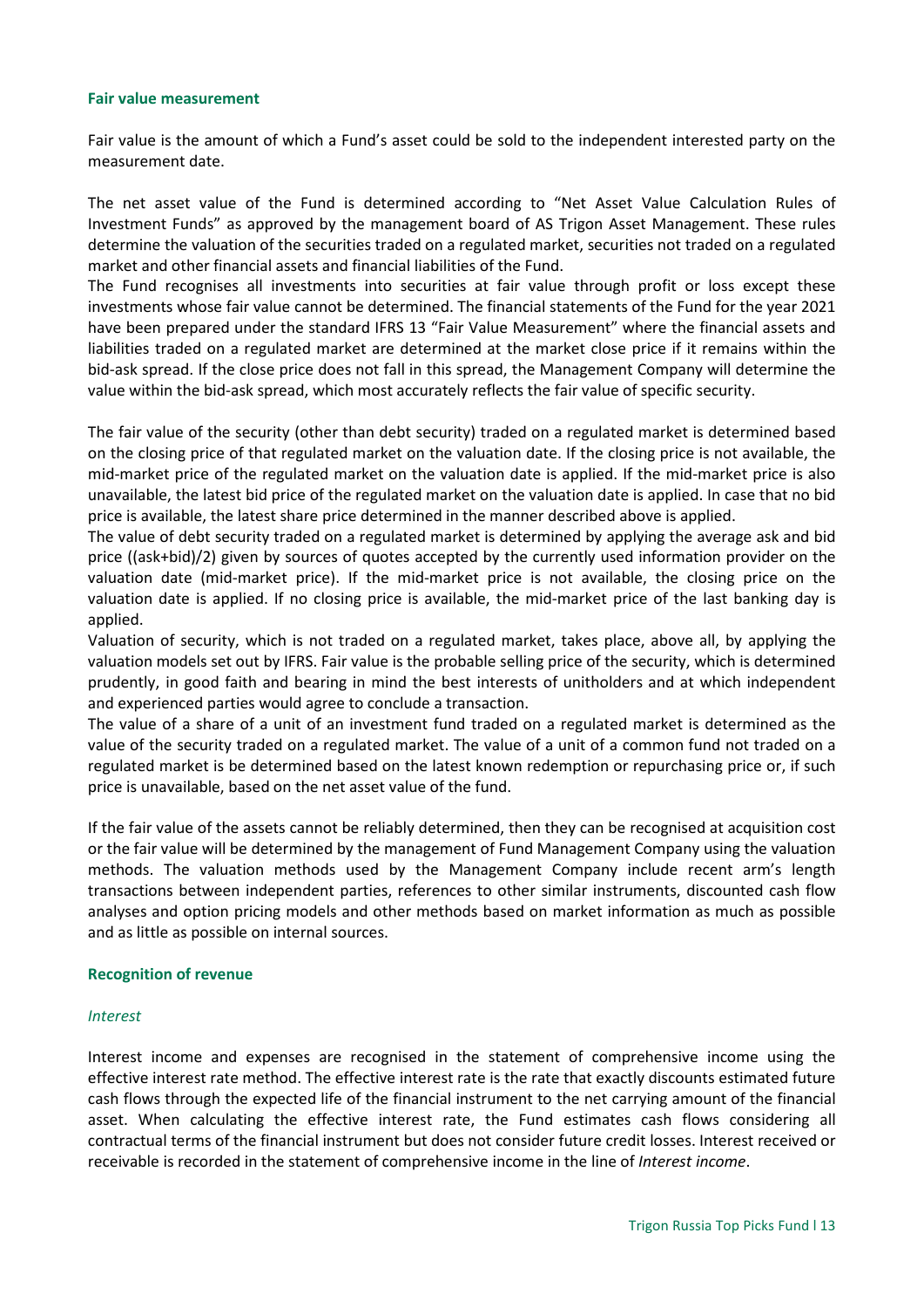**Fair value measurement**

Fair value is the amount of which a Fund's asset could be sold to the independent interested party on the measurement date.

The net asset value of the Fund is determined according to "Net Asset Value Calculation Rules of Investment Funds" as approved by the management board of AS Trigon Asset Management. These rules determine the valuation of the securities traded on a regulated market, securities not traded on a regulated market and other financial assets and financial liabilities of the Fund.
The Fund recognises all investments into securities at fair value through profit or loss except these investments whose fair value cannot be determined. The financial statements of the Fund for the year 2021 have been prepared under the standard IFRS 13 "Fair Value Measurement" where the financial assets and liabilities traded on a regulated market are determined at the market close price if it remains within the bid-ask spread. If the close price does not fall in this spread, the Management Company will determine the value within the bid-ask spread, which most accurately reflects the fair value of specific security.

The fair value of the security (other than debt security) traded on a regulated market is determined based on the closing price of that regulated market on the valuation date. If the closing price is not available, the mid-market price of the regulated market on the valuation date is applied. If the mid-market price is also unavailable, the latest bid price of the regulated market on the valuation date is applied. In case that no bid price is available, the latest share price determined in the manner described above is applied.
The value of debt security traded on a regulated market is determined by applying the average ask and bid price ((ask+bid)/2) given by sources of quotes accepted by the currently used information provider on the valuation date (mid-market price). If the mid-market price is not available, the closing price on the valuation date is applied. If no closing price is available, the mid-market price of the last banking day is applied.
Valuation of security, which is not traded on a regulated market, takes place, above all, by applying the valuation models set out by IFRS. Fair value is the probable selling price of the security, which is determined prudently, in good faith and bearing in mind the best interests of unitholders and at which independent and experienced parties would agree to conclude a transaction.
The value of a share of a unit of an investment fund traded on a regulated market is determined as the value of the security traded on a regulated market. The value of a unit of a common fund not traded on a regulated market is be determined based on the latest known redemption or repurchasing price or, if such price is unavailable, based on the net asset value of the fund.

If the fair value of the assets cannot be reliably determined, then they can be recognised at acquisition cost or the fair value will be determined by the management of Fund Management Company using the valuation methods. The valuation methods used by the Management Company include recent arm's length transactions between independent parties, references to other similar instruments, discounted cash flow analyses and option pricing models and other methods based on market information as much as possible and as little as possible on internal sources.

**Recognition of revenue**

*Interest*

Interest income and expenses are recognised in the statement of comprehensive income using the effective interest rate method. The effective interest rate is the rate that exactly discounts estimated future cash flows through the expected life of the financial instrument to the net carrying amount of the financial asset. When calculating the effective interest rate, the Fund estimates cash flows considering all contractual terms of the financial instrument but does not consider future credit losses. Interest received or receivable is recorded in the statement of comprehensive income in the line of *Interest income*.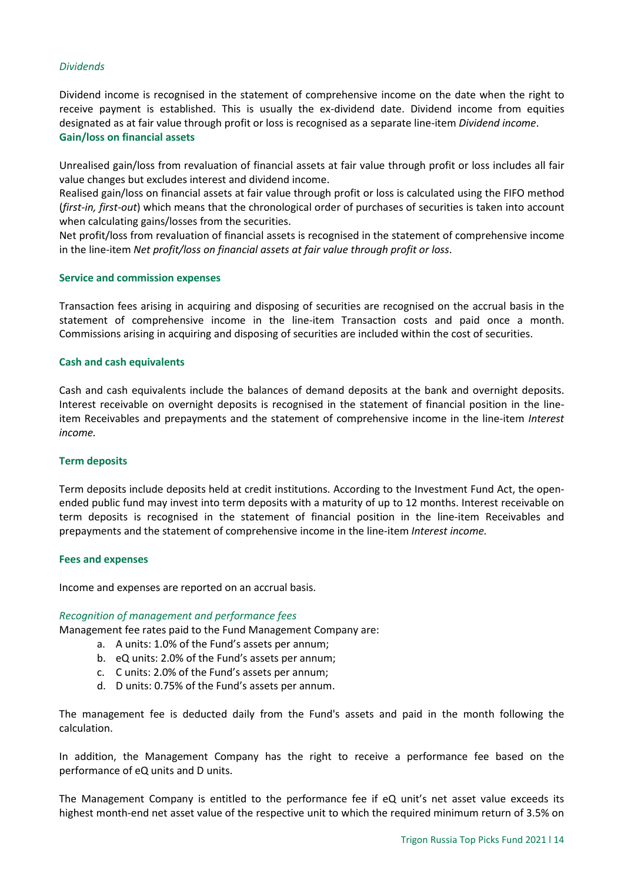*Dividends*

Dividend income is recognised in the statement of comprehensive income on the date when the right to receive payment is established. This is usually the ex-dividend date. Dividend income from equities designated as at fair value through profit or loss is recognised as a separate line-item *Dividend income*.

**Gain/loss on financial assets**

Unrealised gain/loss from revaluation of financial assets at fair value through profit or loss includes all fair value changes but excludes interest and dividend income.

Realised gain/loss on financial assets at fair value through profit or loss is calculated using the FIFO method (*first-in, first-out*) which means that the chronological order of purchases of securities is taken into account when calculating gains/losses from the securities.

Net profit/loss from revaluation of financial assets is recognised in the statement of comprehensive income in the line-item *Net profit/loss on financial assets at fair value through profit or loss*.

**Service and commission expenses**

Transaction fees arising in acquiring and disposing of securities are recognised on the accrual basis in the statement of comprehensive income in the line-item Transaction costs and paid once a month. Commissions arising in acquiring and disposing of securities are included within the cost of securities.

**Cash and cash equivalents**

Cash and cash equivalents include the balances of demand deposits at the bank and overnight deposits. Interest receivable on overnight deposits is recognised in the statement of financial position in the line-item Receivables and prepayments and the statement of comprehensive income in the line-item *Interest income.*

**Term deposits**

Term deposits include deposits held at credit institutions. According to the Investment Fund Act, the open-ended public fund may invest into term deposits with a maturity of up to 12 months. Interest receivable on term deposits is recognised in the statement of financial position in the line-item Receivables and prepayments and the statement of comprehensive income in the line-item *Interest income.*

**Fees and expenses**

Income and expenses are reported on an accrual basis.

*Recognition of management and performance fees*

Management fee rates paid to the Fund Management Company are:

a. A units: 1.0% of the Fund's assets per annum;
b. eQ units: 2.0% of the Fund's assets per annum;
c. C units: 2.0% of the Fund's assets per annum;
d. D units: 0.75% of the Fund's assets per annum.

The management fee is deducted daily from the Fund's assets and paid in the month following the calculation.

In addition, the Management Company has the right to receive a performance fee based on the performance of eQ units and D units.

The Management Company is entitled to the performance fee if eQ unit's net asset value exceeds its highest month-end net asset value of the respective unit to which the required minimum return of 3.5% on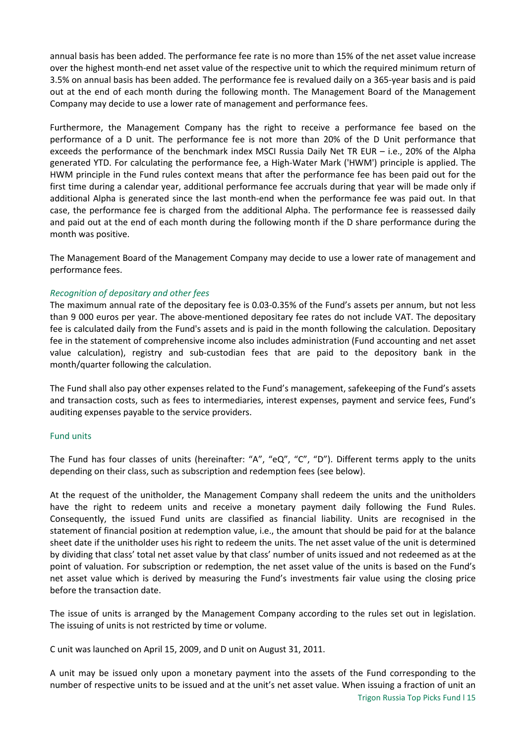annual basis has been added. The performance fee rate is no more than 15% of the net asset value increase over the highest month-end net asset value of the respective unit to which the required minimum return of 3.5% on annual basis has been added. The performance fee is revalued daily on a 365-year basis and is paid out at the end of each month during the following month. The Management Board of the Management Company may decide to use a lower rate of management and performance fees.

Furthermore, the Management Company has the right to receive a performance fee based on the performance of a D unit. The performance fee is not more than 20% of the D Unit performance that exceeds the performance of the benchmark index MSCI Russia Daily Net TR EUR – i.e., 20% of the Alpha generated YTD. For calculating the performance fee, a High-Water Mark ('HWM') principle is applied. The HWM principle in the Fund rules context means that after the performance fee has been paid out for the first time during a calendar year, additional performance fee accruals during that year will be made only if additional Alpha is generated since the last month-end when the performance fee was paid out. In that case, the performance fee is charged from the additional Alpha. The performance fee is reassessed daily and paid out at the end of each month during the following month if the D share performance during the month was positive.

The Management Board of the Management Company may decide to use a lower rate of management and performance fees.

*Recognition of depositary and other fees*

The maximum annual rate of the depositary fee is 0.03-0.35% of the Fund's assets per annum, but not less than 9 000 euros per year. The above-mentioned depositary fee rates do not include VAT. The depositary fee is calculated daily from the Fund's assets and is paid in the month following the calculation. Depositary fee in the statement of comprehensive income also includes administration (Fund accounting and net asset value calculation), registry and sub-custodian fees that are paid to the depository bank in the month/quarter following the calculation.

The Fund shall also pay other expenses related to the Fund's management, safekeeping of the Fund's assets and transaction costs, such as fees to intermediaries, interest expenses, payment and service fees, Fund's auditing expenses payable to the service providers.

## Fund units

The Fund has four classes of units (hereinafter: "A", "eQ", "C", "D"). Different terms apply to the units depending on their class, such as subscription and redemption fees (see below).

At the request of the unitholder, the Management Company shall redeem the units and the unitholders have the right to redeem units and receive a monetary payment daily following the Fund Rules. Consequently, the issued Fund units are classified as financial liability. Units are recognised in the statement of financial position at redemption value, i.e., the amount that should be paid for at the balance sheet date if the unitholder uses his right to redeem the units. The net asset value of the unit is determined by dividing that class' total net asset value by that class' number of units issued and not redeemed as at the point of valuation. For subscription or redemption, the net asset value of the units is based on the Fund's net asset value which is derived by measuring the Fund's investments fair value using the closing price before the transaction date.

The issue of units is arranged by the Management Company according to the rules set out in legislation. The issuing of units is not restricted by time or volume.

C unit was launched on April 15, 2009, and D unit on August 31, 2011.

A unit may be issued only upon a monetary payment into the assets of the Fund corresponding to the number of respective units to be issued and at the unit's net asset value. When issuing a fraction of unit an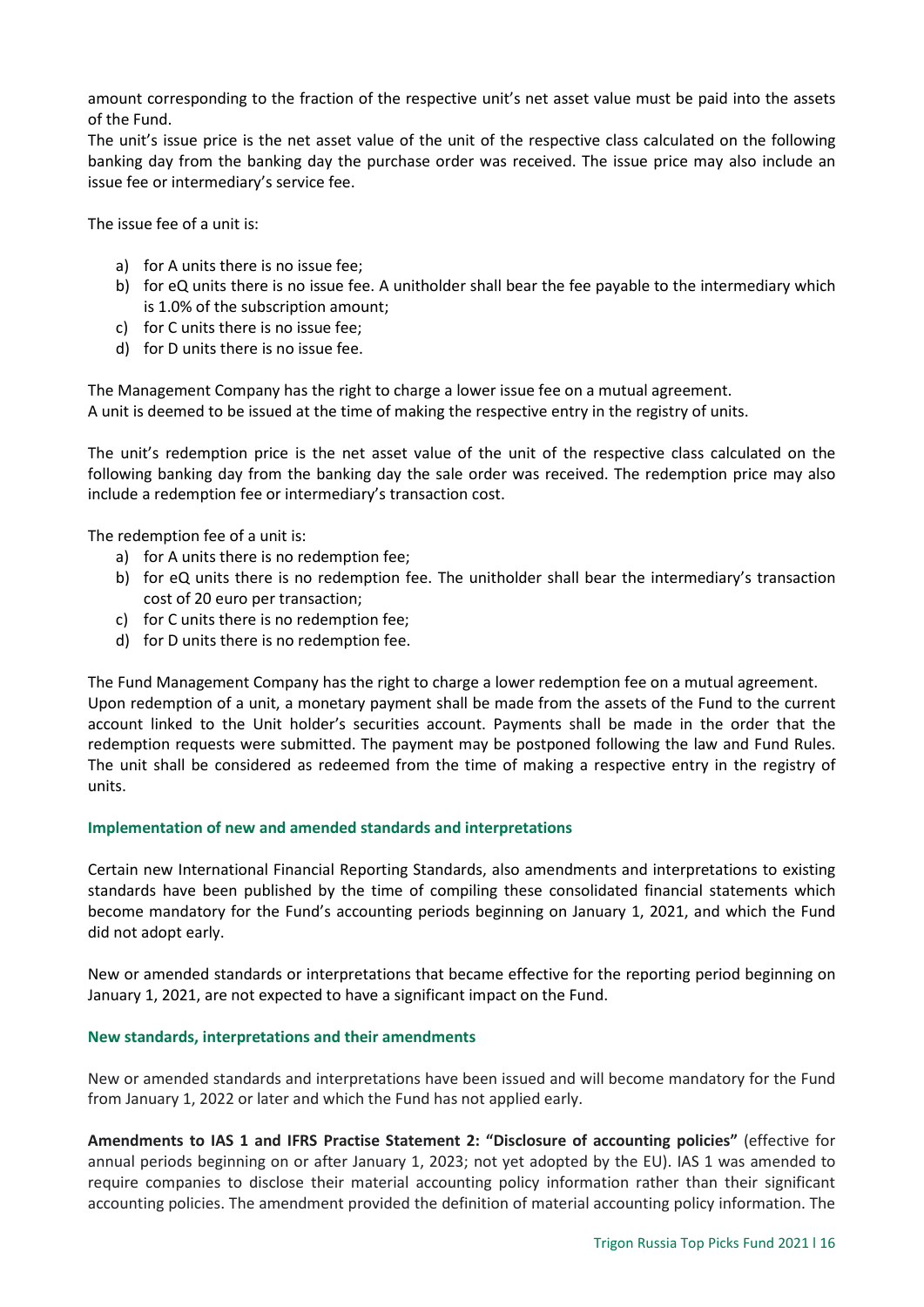amount corresponding to the fraction of the respective unit's net asset value must be paid into the assets of the Fund.
The unit's issue price is the net asset value of the unit of the respective class calculated on the following banking day from the banking day the purchase order was received. The issue price may also include an issue fee or intermediary's service fee.

The issue fee of a unit is:

a) for A units there is no issue fee;
b) for eQ units there is no issue fee. A unitholder shall bear the fee payable to the intermediary which is 1.0% of the subscription amount;
c) for C units there is no issue fee;
d) for D units there is no issue fee.

The Management Company has the right to charge a lower issue fee on a mutual agreement.
A unit is deemed to be issued at the time of making the respective entry in the registry of units.

The unit's redemption price is the net asset value of the unit of the respective class calculated on the following banking day from the banking day the sale order was received. The redemption price may also include a redemption fee or intermediary's transaction cost.

The redemption fee of a unit is:

a) for A units there is no redemption fee;
b) for eQ units there is no redemption fee. The unitholder shall bear the intermediary's transaction cost of 20 euro per transaction;
c) for C units there is no redemption fee;
d) for D units there is no redemption fee.

The Fund Management Company has the right to charge a lower redemption fee on a mutual agreement.
Upon redemption of a unit, a monetary payment shall be made from the assets of the Fund to the current account linked to the Unit holder's securities account. Payments shall be made in the order that the redemption requests were submitted. The payment may be postponed following the law and Fund Rules. The unit shall be considered as redeemed from the time of making a respective entry in the registry of units.

### Implementation of new and amended standards and interpretations

Certain new International Financial Reporting Standards, also amendments and interpretations to existing standards have been published by the time of compiling these consolidated financial statements which become mandatory for the Fund's accounting periods beginning on January 1, 2021, and which the Fund did not adopt early.

New or amended standards or interpretations that became effective for the reporting period beginning on January 1, 2021, are not expected to have a significant impact on the Fund.

### New standards, interpretations and their amendments

New or amended standards and interpretations have been issued and will become mandatory for the Fund from January 1, 2022 or later and which the Fund has not applied early.

**Amendments to IAS 1 and IFRS Practise Statement 2: "Disclosure of accounting policies"** (effective for annual periods beginning on or after January 1, 2023; not yet adopted by the EU). IAS 1 was amended to require companies to disclose their material accounting policy information rather than their significant accounting policies. The amendment provided the definition of material accounting policy information. The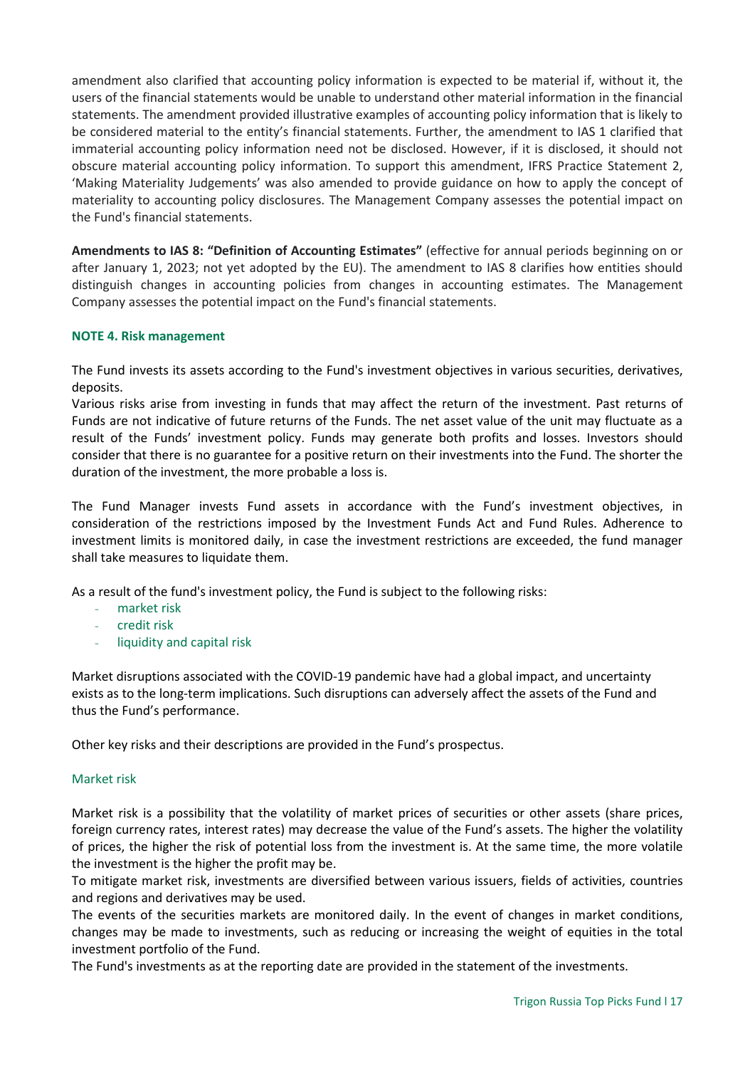amendment also clarified that accounting policy information is expected to be material if, without it, the users of the financial statements would be unable to understand other material information in the financial statements. The amendment provided illustrative examples of accounting policy information that is likely to be considered material to the entity's financial statements. Further, the amendment to IAS 1 clarified that immaterial accounting policy information need not be disclosed. However, if it is disclosed, it should not obscure material accounting policy information. To support this amendment, IFRS Practice Statement 2, 'Making Materiality Judgements' was also amended to provide guidance on how to apply the concept of materiality to accounting policy disclosures. The Management Company assesses the potential impact on the Fund's financial statements.

**Amendments to IAS 8: "Definition of Accounting Estimates"** (effective for annual periods beginning on or after January 1, 2023; not yet adopted by the EU). The amendment to IAS 8 clarifies how entities should distinguish changes in accounting policies from changes in accounting estimates. The Management Company assesses the potential impact on the Fund's financial statements.

## NOTE 4. Risk management

The Fund invests its assets according to the Fund's investment objectives in various securities, derivatives, deposits.

Various risks arise from investing in funds that may affect the return of the investment. Past returns of Funds are not indicative of future returns of the Funds. The net asset value of the unit may fluctuate as a result of the Funds' investment policy. Funds may generate both profits and losses. Investors should consider that there is no guarantee for a positive return on their investments into the Fund. The shorter the duration of the investment, the more probable a loss is.

The Fund Manager invests Fund assets in accordance with the Fund's investment objectives, in consideration of the restrictions imposed by the Investment Funds Act and Fund Rules. Adherence to investment limits is monitored daily, in case the investment restrictions are exceeded, the fund manager shall take measures to liquidate them.

As a result of the fund's investment policy, the Fund is subject to the following risks:

- market risk
- credit risk
- liquidity and capital risk

Market disruptions associated with the COVID-19 pandemic have had a global impact, and uncertainty exists as to the long-term implications. Such disruptions can adversely affect the assets of the Fund and thus the Fund's performance.

Other key risks and their descriptions are provided in the Fund's prospectus.

### Market risk

Market risk is a possibility that the volatility of market prices of securities or other assets (share prices, foreign currency rates, interest rates) may decrease the value of the Fund's assets. The higher the volatility of prices, the higher the risk of potential loss from the investment is. At the same time, the more volatile the investment is the higher the profit may be.

To mitigate market risk, investments are diversified between various issuers, fields of activities, countries and regions and derivatives may be used.

The events of the securities markets are monitored daily. In the event of changes in market conditions, changes may be made to investments, such as reducing or increasing the weight of equities in the total investment portfolio of the Fund.

The Fund's investments as at the reporting date are provided in the statement of the investments.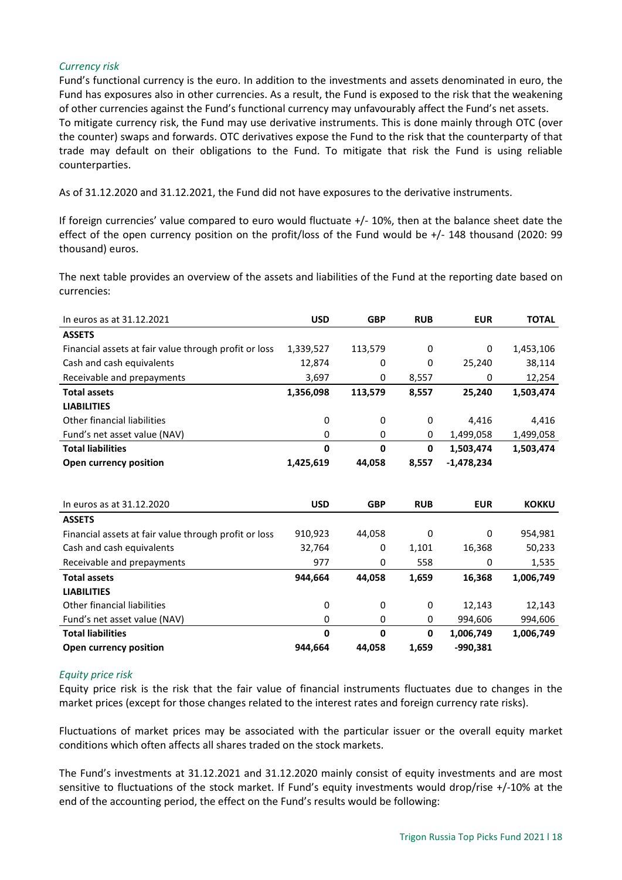*Currency risk*

Fund's functional currency is the euro. In addition to the investments and assets denominated in euro, the Fund has exposures also in other currencies. As a result, the Fund is exposed to the risk that the weakening of other currencies against the Fund's functional currency may unfavourably affect the Fund's net assets. To mitigate currency risk, the Fund may use derivative instruments. This is done mainly through OTC (over the counter) swaps and forwards. OTC derivatives expose the Fund to the risk that the counterparty of that trade may default on their obligations to the Fund. To mitigate that risk the Fund is using reliable counterparties.

As of 31.12.2020 and 31.12.2021, the Fund did not have exposures to the derivative instruments.

If foreign currencies' value compared to euro would fluctuate +/- 10%, then at the balance sheet date the effect of the open currency position on the profit/loss of the Fund would be +/- 148 thousand (2020: 99 thousand) euros.

The next table provides an overview of the assets and liabilities of the Fund at the reporting date based on currencies:

| In euros as at 31.12.2021 | USD | GBP | RUB | EUR | TOTAL |
|---|---|---|---|---|---|
| **ASSETS** | | | | | |
| Financial assets at fair value through profit or loss | 1,339,527 | 113,579 | 0 | 0 | 1,453,106 |
| Cash and cash equivalents | 12,874 | 0 | 0 | 25,240 | 38,114 |
| Receivable and prepayments | 3,697 | 0 | 8,557 | 0 | 12,254 |
| **Total assets** | **1,356,098** | **113,579** | **8,557** | **25,240** | **1,503,474** |
| **LIABILITIES** | | | | | |
| Other financial liabilities | 0 | 0 | 0 | 4,416 | 4,416 |
| Fund's net asset value (NAV) | 0 | 0 | 0 | 1,499,058 | 1,499,058 |
| **Total liabilities** | **0** | **0** | **0** | **1,503,474** | **1,503,474** |
| **Open currency position** | **1,425,619** | **44,058** | **8,557** | **-1,478,234** | |

| In euros as at 31.12.2020 | USD | GBP | RUB | EUR | KOKKU |
|---|---|---|---|---|---|
| **ASSETS** | | | | | |
| Financial assets at fair value through profit or loss | 910,923 | 44,058 | 0 | 0 | 954,981 |
| Cash and cash equivalents | 32,764 | 0 | 1,101 | 16,368 | 50,233 |
| Receivable and prepayments | 977 | 0 | 558 | 0 | 1,535 |
| **Total assets** | **944,664** | **44,058** | **1,659** | **16,368** | **1,006,749** |
| **LIABILITIES** | | | | | |
| Other financial liabilities | 0 | 0 | 0 | 12,143 | 12,143 |
| Fund's net asset value (NAV) | 0 | 0 | 0 | 994,606 | 994,606 |
| **Total liabilities** | **0** | **0** | **0** | **1,006,749** | **1,006,749** |
| **Open currency position** | **944,664** | **44,058** | **1,659** | **-990,381** | |

*Equity price risk*

Equity price risk is the risk that the fair value of financial instruments fluctuates due to changes in the market prices (except for those changes related to the interest rates and foreign currency rate risks).

Fluctuations of market prices may be associated with the particular issuer or the overall equity market conditions which often affects all shares traded on the stock markets.

The Fund's investments at 31.12.2021 and 31.12.2020 mainly consist of equity investments and are most sensitive to fluctuations of the stock market. If Fund's equity investments would drop/rise +/-10% at the end of the accounting period, the effect on the Fund's results would be following: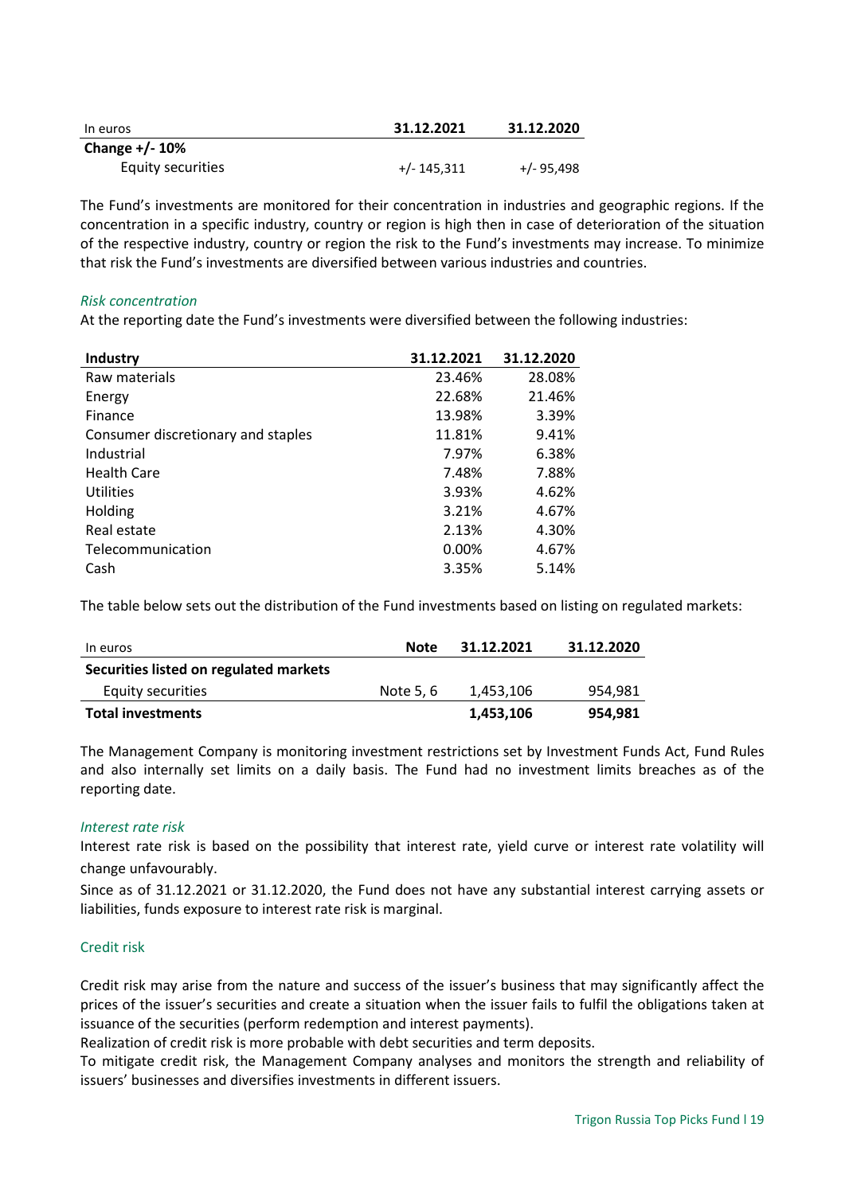| In euros | 31.12.2021 | 31.12.2020 |
|---|---|---|
| **Change +/- 10%** | | |
| Equity securities | +/- 145,311 | +/- 95,498 |

The Fund's investments are monitored for their concentration in industries and geographic regions. If the concentration in a specific industry, country or region is high then in case of deterioration of the situation of the respective industry, country or region the risk to the Fund's investments may increase. To minimize that risk the Fund's investments are diversified between various industries and countries.

*Risk concentration*

At the reporting date the Fund's investments were diversified between the following industries:

| Industry | 31.12.2021 | 31.12.2020 |
|---|---|---|
| Raw materials | 23.46% | 28.08% |
| Energy | 22.68% | 21.46% |
| Finance | 13.98% | 3.39% |
| Consumer discretionary and staples | 11.81% | 9.41% |
| Industrial | 7.97% | 6.38% |
| Health Care | 7.48% | 7.88% |
| Utilities | 3.93% | 4.62% |
| Holding | 3.21% | 4.67% |
| Real estate | 2.13% | 4.30% |
| Telecommunication | 0.00% | 4.67% |
| Cash | 3.35% | 5.14% |

The table below sets out the distribution of the Fund investments based on listing on regulated markets:

| In euros | Note | 31.12.2021 | 31.12.2020 |
|---|---|---|---|
| **Securities listed on regulated markets** | | | |
| Equity securities | Note 5, 6 | 1,453,106 | 954,981 |
| **Total investments** | | **1,453,106** | **954,981** |

The Management Company is monitoring investment restrictions set by Investment Funds Act, Fund Rules and also internally set limits on a daily basis. The Fund had no investment limits breaches as of the reporting date.

*Interest rate risk*

Interest rate risk is based on the possibility that interest rate, yield curve or interest rate volatility will change unfavourably.

Since as of 31.12.2021 or 31.12.2020, the Fund does not have any substantial interest carrying assets or liabilities, funds exposure to interest rate risk is marginal.

Credit risk

Credit risk may arise from the nature and success of the issuer's business that may significantly affect the prices of the issuer's securities and create a situation when the issuer fails to fulfil the obligations taken at issuance of the securities (perform redemption and interest payments).

Realization of credit risk is more probable with debt securities and term deposits.

To mitigate credit risk, the Management Company analyses and monitors the strength and reliability of issuers' businesses and diversifies investments in different issuers.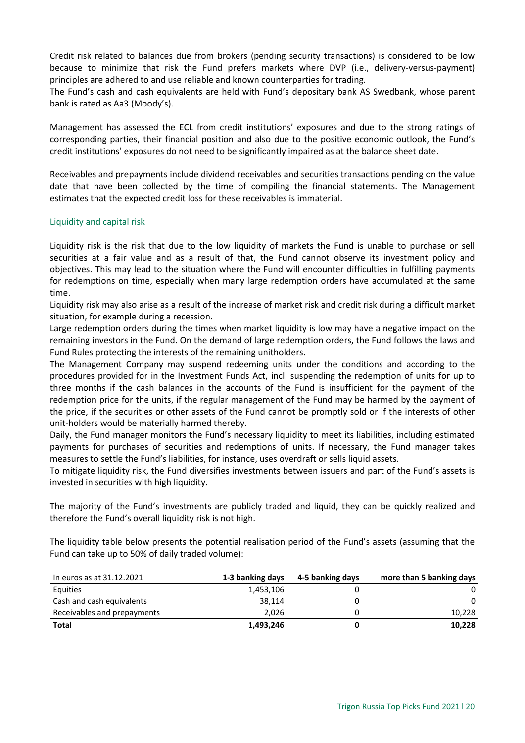Credit risk related to balances due from brokers (pending security transactions) is considered to be low because to minimize that risk the Fund prefers markets where DVP (i.e., delivery-versus-payment) principles are adhered to and use reliable and known counterparties for trading.
The Fund's cash and cash equivalents are held with Fund's depositary bank AS Swedbank, whose parent bank is rated as Aa3 (Moody's).

Management has assessed the ECL from credit institutions' exposures and due to the strong ratings of corresponding parties, their financial position and also due to the positive economic outlook, the Fund's credit institutions' exposures do not need to be significantly impaired as at the balance sheet date.

Receivables and prepayments include dividend receivables and securities transactions pending on the value date that have been collected by the time of compiling the financial statements. The Management estimates that the expected credit loss for these receivables is immaterial.

### Liquidity and capital risk

Liquidity risk is the risk that due to the low liquidity of markets the Fund is unable to purchase or sell securities at a fair value and as a result of that, the Fund cannot observe its investment policy and objectives. This may lead to the situation where the Fund will encounter difficulties in fulfilling payments for redemptions on time, especially when many large redemption orders have accumulated at the same time.
Liquidity risk may also arise as a result of the increase of market risk and credit risk during a difficult market situation, for example during a recession.
Large redemption orders during the times when market liquidity is low may have a negative impact on the remaining investors in the Fund. On the demand of large redemption orders, the Fund follows the laws and Fund Rules protecting the interests of the remaining unitholders.
The Management Company may suspend redeeming units under the conditions and according to the procedures provided for in the Investment Funds Act, incl. suspending the redemption of units for up to three months if the cash balances in the accounts of the Fund is insufficient for the payment of the redemption price for the units, if the regular management of the Fund may be harmed by the payment of the price, if the securities or other assets of the Fund cannot be promptly sold or if the interests of other unit-holders would be materially harmed thereby.
Daily, the Fund manager monitors the Fund's necessary liquidity to meet its liabilities, including estimated payments for purchases of securities and redemptions of units. If necessary, the Fund manager takes measures to settle the Fund's liabilities, for instance, uses overdraft or sells liquid assets.
To mitigate liquidity risk, the Fund diversifies investments between issuers and part of the Fund's assets is invested in securities with high liquidity.

The majority of the Fund's investments are publicly traded and liquid, they can be quickly realized and therefore the Fund's overall liquidity risk is not high.

The liquidity table below presents the potential realisation period of the Fund's assets (assuming that the Fund can take up to 50% of daily traded volume):

| In euros as at 31.12.2021 | 1-3 banking days | 4-5 banking days | more than 5 banking days |
|---|---|---|---|
| Equities | 1,453,106 | 0 | 0 |
| Cash and cash equivalents | 38,114 | 0 | 0 |
| Receivables and prepayments | 2,026 | 0 | 10,228 |
| **Total** | **1,493,246** | **0** | **10,228** |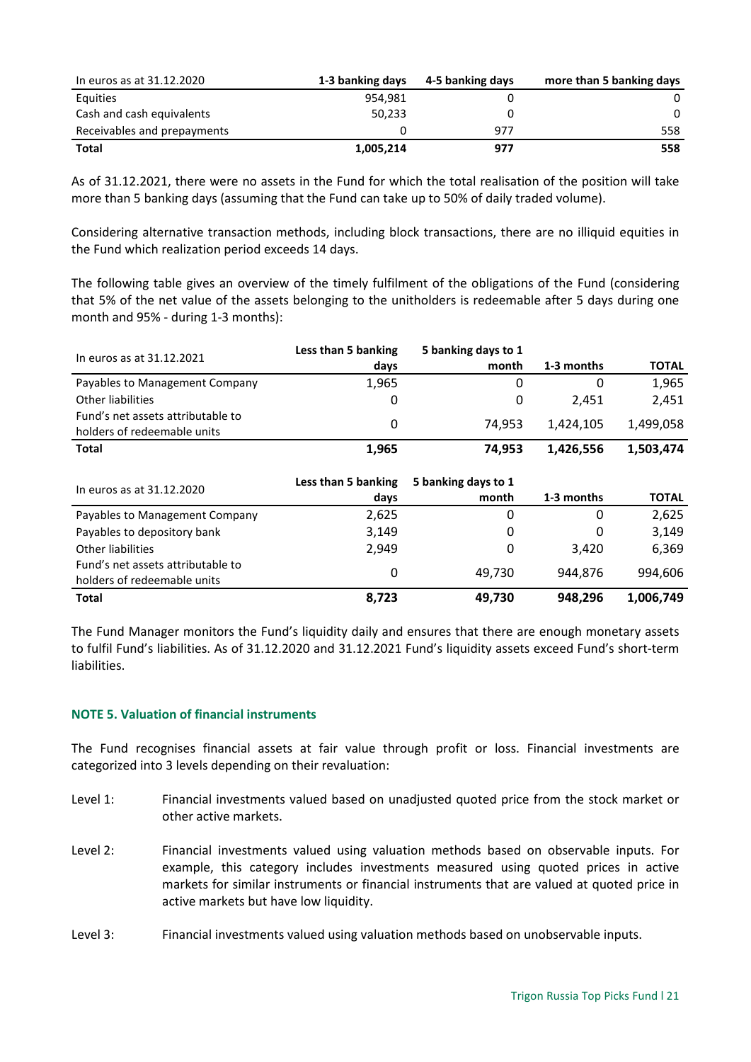| In euros as at 31.12.2020 | 1-3 banking days | 4-5 banking days | more than 5 banking days |
|---|---|---|---|
| Equities | 954,981 | 0 | 0 |
| Cash and cash equivalents | 50,233 | 0 | 0 |
| Receivables and prepayments | 0 | 977 | 558 |
| **Total** | **1,005,214** | **977** | **558** |

As of 31.12.2021, there were no assets in the Fund for which the total realisation of the position will take more than 5 banking days (assuming that the Fund can take up to 50% of daily traded volume).

Considering alternative transaction methods, including block transactions, there are no illiquid equities in the Fund which realization period exceeds 14 days.

The following table gives an overview of the timely fulfilment of the obligations of the Fund (considering that 5% of the net value of the assets belonging to the unitholders is redeemable after 5 days during one month and 95% - during 1-3 months):

| In euros as at 31.12.2021 | Less than 5 banking days | 5 banking days to 1 month | 1-3 months | TOTAL |
|---|---|---|---|---|
| Payables to Management Company | 1,965 | 0 | 0 | 1,965 |
| Other liabilities | 0 | 0 | 2,451 | 2,451 |
| Fund's net assets attributable to holders of redeemable units | 0 | 74,953 | 1,424,105 | 1,499,058 |
| **Total** | **1,965** | **74,953** | **1,426,556** | **1,503,474** |

| In euros as at 31.12.2020 | Less than 5 banking days | 5 banking days to 1 month | 1-3 months | TOTAL |
|---|---|---|---|---|
| Payables to Management Company | 2,625 | 0 | 0 | 2,625 |
| Payables to depository bank | 3,149 | 0 | 0 | 3,149 |
| Other liabilities | 2,949 | 0 | 3,420 | 6,369 |
| Fund's net assets attributable to holders of redeemable units | 0 | 49,730 | 944,876 | 994,606 |
| **Total** | **8,723** | **49,730** | **948,296** | **1,006,749** |

The Fund Manager monitors the Fund's liquidity daily and ensures that there are enough monetary assets to fulfil Fund's liabilities. As of 31.12.2020 and 31.12.2021 Fund's liquidity assets exceed Fund's short-term liabilities.

### NOTE 5. Valuation of financial instruments

The Fund recognises financial assets at fair value through profit or loss. Financial investments are categorized into 3 levels depending on their revaluation:

- Level 1: Financial investments valued based on unadjusted quoted price from the stock market or other active markets.
- Level 2: Financial investments valued using valuation methods based on observable inputs. For example, this category includes investments measured using quoted prices in active markets for similar instruments or financial instruments that are valued at quoted price in active markets but have low liquidity.
- Level 3: Financial investments valued using valuation methods based on unobservable inputs.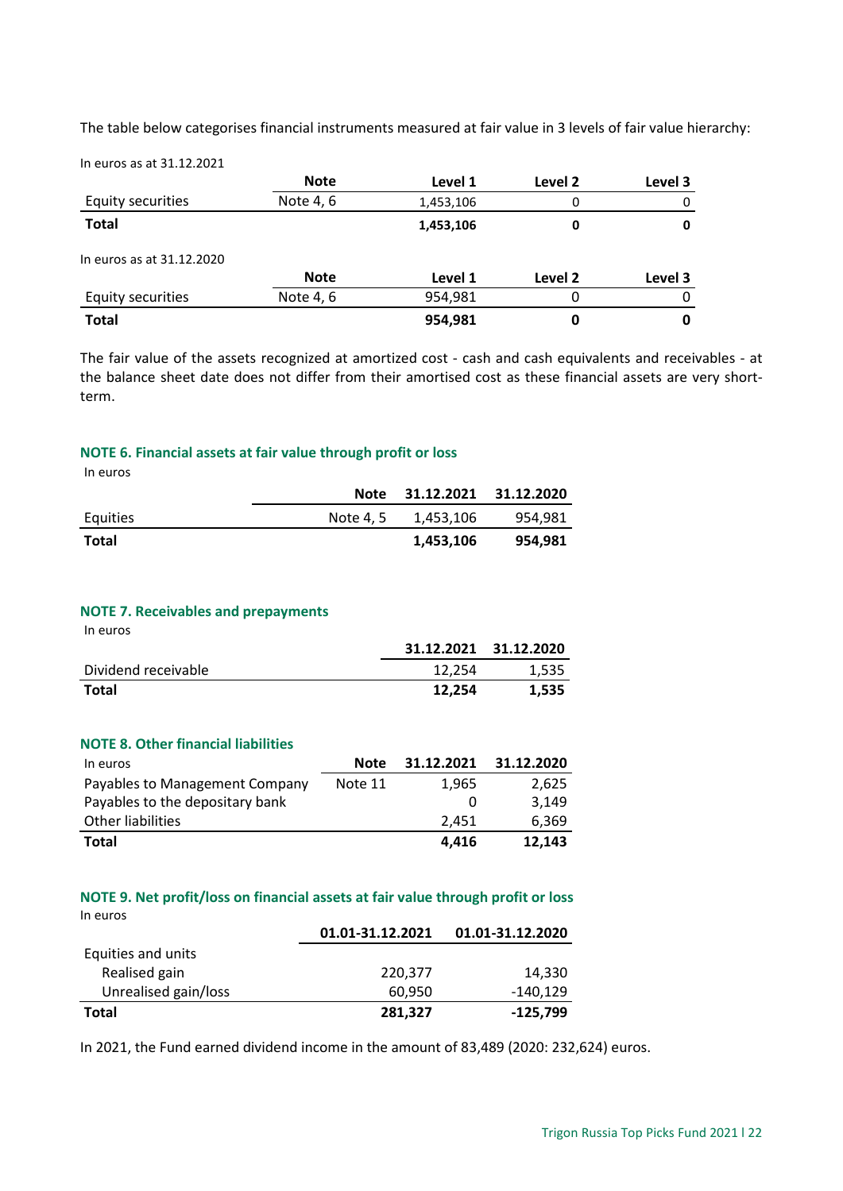The table below categorises financial instruments measured at fair value in 3 levels of fair value hierarchy:

In euros as at 31.12.2021

| | Note | Level 1 | Level 2 | Level 3 |
|---|---|---|---|---|
| Equity securities | Note 4, 6 | 1,453,106 | 0 | 0 |
| **Total** | | **1,453,106** | **0** | **0** |

In euros as at 31.12.2020

| | Note | Level 1 | Level 2 | Level 3 |
|---|---|---|---|---|
| Equity securities | Note 4, 6 | 954,981 | 0 | 0 |
| **Total** | | **954,981** | **0** | **0** |

The fair value of the assets recognized at amortized cost - cash and cash equivalents and receivables - at the balance sheet date does not differ from their amortised cost as these financial assets are very short-term.

## NOTE 6. Financial assets at fair value through profit or loss

In euros

| | Note | 31.12.2021 | 31.12.2020 |
|---|---|---|---|
| Equities | Note 4, 5 | 1,453,106 | 954,981 |
| **Total** | | **1,453,106** | **954,981** |

## NOTE 7. Receivables and prepayments

In euros

| | 31.12.2021 | 31.12.2020 |
|---|---|---|
| Dividend receivable | 12,254 | 1,535 |
| **Total** | **12,254** | **1,535** |

## NOTE 8. Other financial liabilities

| In euros | Note | 31.12.2021 | 31.12.2020 |
|---|---|---|---|
| Payables to Management Company | Note 11 | 1,965 | 2,625 |
| Payables to the depositary bank | | 0 | 3,149 |
| Other liabilities | | 2,451 | 6,369 |
| **Total** | | **4,416** | **12,143** |

## NOTE 9. Net profit/loss on financial assets at fair value through profit or loss

In euros

| | 01.01-31.12.2021 | 01.01-31.12.2020 |
|---|---|---|
| Equities and units | | |
| Realised gain | 220,377 | 14,330 |
| Unrealised gain/loss | 60,950 | -140,129 |
| **Total** | **281,327** | **-125,799** |

In 2021, the Fund earned dividend income in the amount of 83,489 (2020: 232,624) euros.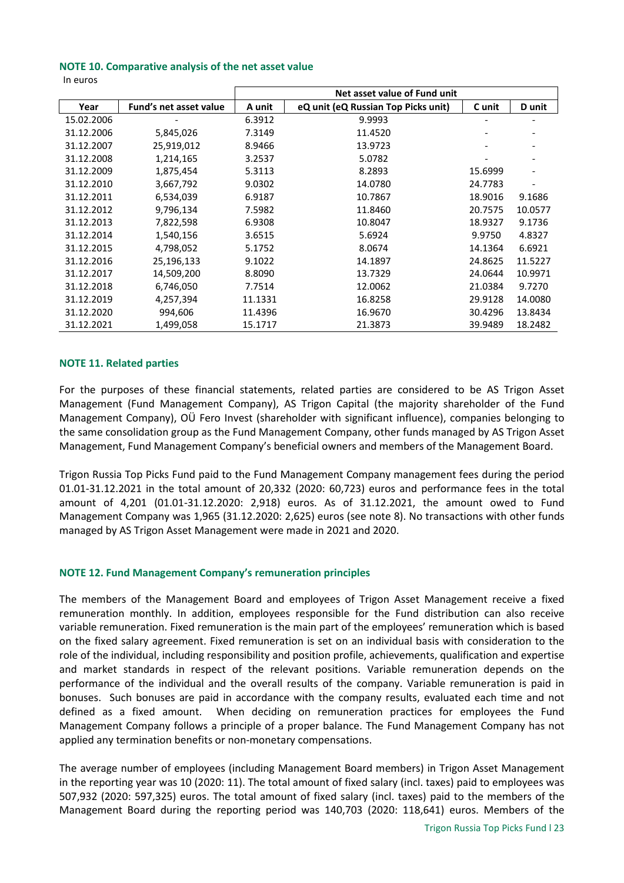### NOTE 10. Comparative analysis of the net asset value

In euros

| | | Net asset value of Fund unit | | | |
|---|---|---|---|---|---|
| **Year** | **Fund's net asset value** | **A unit** | **eQ unit (eQ Russian Top Picks unit)** | **C unit** | **D unit** |
| 15.02.2006 | - | 6.3912 | 9.9993 | - | - |
| 31.12.2006 | 5,845,026 | 7.3149 | 11.4520 | - | - |
| 31.12.2007 | 25,919,012 | 8.9466 | 13.9723 | - | - |
| 31.12.2008 | 1,214,165 | 3.2537 | 5.0782 | - | - |
| 31.12.2009 | 1,875,454 | 5.3113 | 8.2893 | 15.6999 | - |
| 31.12.2010 | 3,667,792 | 9.0302 | 14.0780 | 24.7783 | - |
| 31.12.2011 | 6,534,039 | 6.9187 | 10.7867 | 18.9016 | 9.1686 |
| 31.12.2012 | 9,796,134 | 7.5982 | 11.8460 | 20.7575 | 10.0577 |
| 31.12.2013 | 7,822,598 | 6.9308 | 10.8047 | 18.9327 | 9.1736 |
| 31.12.2014 | 1,540,156 | 3.6515 | 5.6924 | 9.9750 | 4.8327 |
| 31.12.2015 | 4,798,052 | 5.1752 | 8.0674 | 14.1364 | 6.6921 |
| 31.12.2016 | 25,196,133 | 9.1022 | 14.1897 | 24.8625 | 11.5227 |
| 31.12.2017 | 14,509,200 | 8.8090 | 13.7329 | 24.0644 | 10.9971 |
| 31.12.2018 | 6,746,050 | 7.7514 | 12.0062 | 21.0384 | 9.7270 |
| 31.12.2019 | 4,257,394 | 11.1331 | 16.8258 | 29.9128 | 14.0080 |
| 31.12.2020 | 994,606 | 11.4396 | 16.9670 | 30.4296 | 13.8434 |
| 31.12.2021 | 1,499,058 | 15.1717 | 21.3873 | 39.9489 | 18.2482 |

### NOTE 11. Related parties

For the purposes of these financial statements, related parties are considered to be AS Trigon Asset Management (Fund Management Company), AS Trigon Capital (the majority shareholder of the Fund Management Company), OÜ Fero Invest (shareholder with significant influence), companies belonging to the same consolidation group as the Fund Management Company, other funds managed by AS Trigon Asset Management, Fund Management Company's beneficial owners and members of the Management Board.

Trigon Russia Top Picks Fund paid to the Fund Management Company management fees during the period 01.01-31.12.2021 in the total amount of 20,332 (2020: 60,723) euros and performance fees in the total amount of 4,201 (01.01-31.12.2020: 2,918) euros. As of 31.12.2021, the amount owed to Fund Management Company was 1,965 (31.12.2020: 2,625) euros (see note 8). No transactions with other funds managed by AS Trigon Asset Management were made in 2021 and 2020.

### NOTE 12. Fund Management Company's remuneration principles

The members of the Management Board and employees of Trigon Asset Management receive a fixed remuneration monthly. In addition, employees responsible for the Fund distribution can also receive variable remuneration. Fixed remuneration is the main part of the employees' remuneration which is based on the fixed salary agreement. Fixed remuneration is set on an individual basis with consideration to the role of the individual, including responsibility and position profile, achievements, qualification and expertise and market standards in respect of the relevant positions. Variable remuneration depends on the performance of the individual and the overall results of the company. Variable remuneration is paid in bonuses. Such bonuses are paid in accordance with the company results, evaluated each time and not defined as a fixed amount. When deciding on remuneration practices for employees the Fund Management Company follows a principle of a proper balance. The Fund Management Company has not applied any termination benefits or non-monetary compensations.

The average number of employees (including Management Board members) in Trigon Asset Management in the reporting year was 10 (2020: 11). The total amount of fixed salary (incl. taxes) paid to employees was 507,932 (2020: 597,325) euros. The total amount of fixed salary (incl. taxes) paid to the members of the Management Board during the reporting period was 140,703 (2020: 118,641) euros. Members of the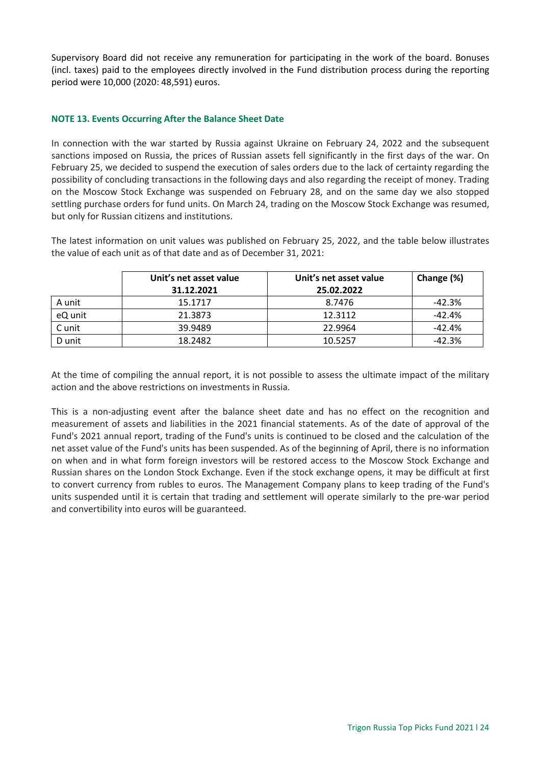Supervisory Board did not receive any remuneration for participating in the work of the board. Bonuses (incl. taxes) paid to the employees directly involved in the Fund distribution process during the reporting period were 10,000 (2020: 48,591) euros.

### NOTE 13. Events Occurring After the Balance Sheet Date

In connection with the war started by Russia against Ukraine on February 24, 2022 and the subsequent sanctions imposed on Russia, the prices of Russian assets fell significantly in the first days of the war. On February 25, we decided to suspend the execution of sales orders due to the lack of certainty regarding the possibility of concluding transactions in the following days and also regarding the receipt of money. Trading on the Moscow Stock Exchange was suspended on February 28, and on the same day we also stopped settling purchase orders for fund units. On March 24, trading on the Moscow Stock Exchange was resumed, but only for Russian citizens and institutions.

The latest information on unit values was published on February 25, 2022, and the table below illustrates the value of each unit as of that date and as of December 31, 2021:

| | Unit's net asset value 31.12.2021 | Unit's net asset value 25.02.2022 | Change (%) |
|---|---|---|---|
| A unit | 15.1717 | 8.7476 | -42.3% |
| eQ unit | 21.3873 | 12.3112 | -42.4% |
| C unit | 39.9489 | 22.9964 | -42.4% |
| D unit | 18.2482 | 10.5257 | -42.3% |

At the time of compiling the annual report, it is not possible to assess the ultimate impact of the military action and the above restrictions on investments in Russia.

This is a non-adjusting event after the balance sheet date and has no effect on the recognition and measurement of assets and liabilities in the 2021 financial statements. As of the date of approval of the Fund's 2021 annual report, trading of the Fund's units is continued to be closed and the calculation of the net asset value of the Fund's units has been suspended. As of the beginning of April, there is no information on when and in what form foreign investors will be restored access to the Moscow Stock Exchange and Russian shares on the London Stock Exchange. Even if the stock exchange opens, it may be difficult at first to convert currency from rubles to euros. The Management Company plans to keep trading of the Fund's units suspended until it is certain that trading and settlement will operate similarly to the pre-war period and convertibility into euros will be guaranteed.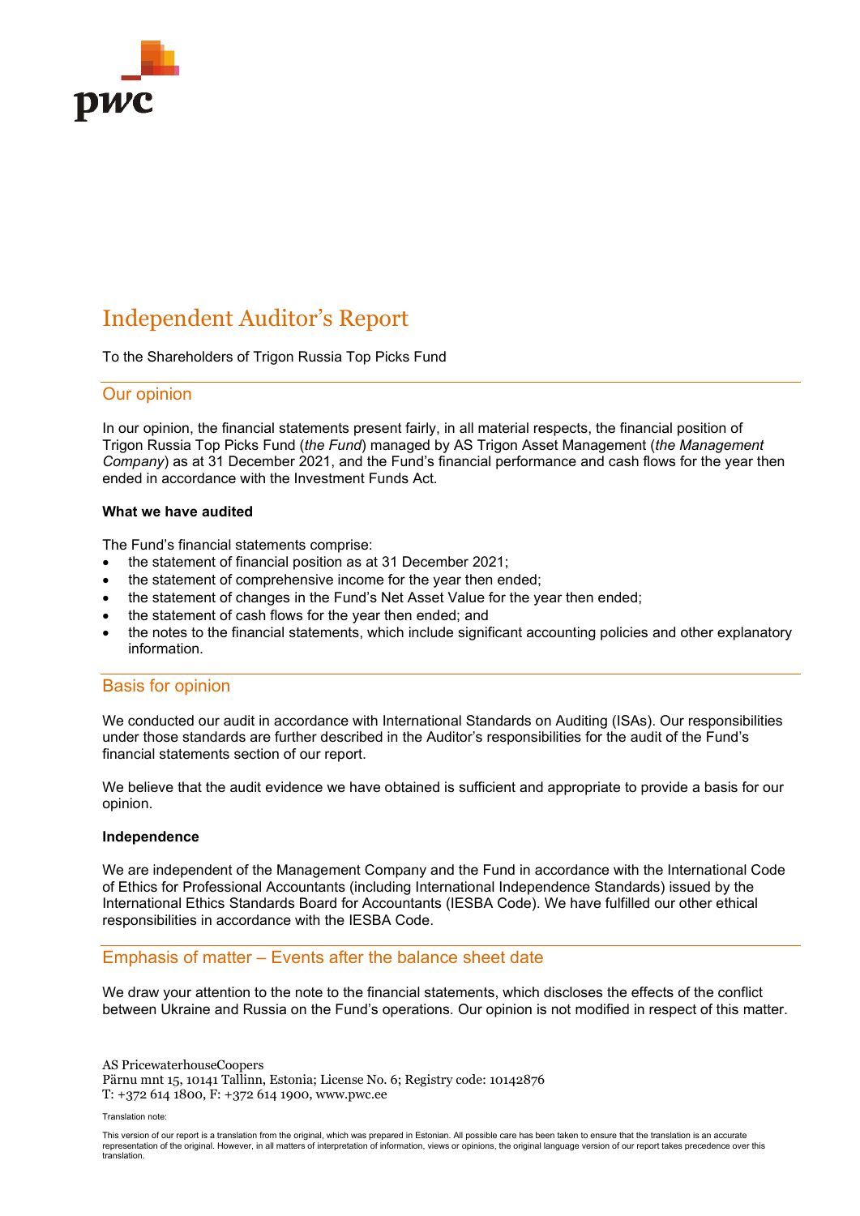# Independent Auditor's Report

To the Shareholders of Trigon Russia Top Picks Fund

## Our opinion

In our opinion, the financial statements present fairly, in all material respects, the financial position of Trigon Russia Top Picks Fund (*the Fund*) managed by AS Trigon Asset Management (*the Management Company*) as at 31 December 2021, and the Fund's financial performance and cash flows for the year then ended in accordance with the Investment Funds Act.

**What we have audited**

The Fund's financial statements comprise:

- the statement of financial position as at 31 December 2021;
- the statement of comprehensive income for the year then ended;
- the statement of changes in the Fund's Net Asset Value for the year then ended;
- the statement of cash flows for the year then ended; and
- the notes to the financial statements, which include significant accounting policies and other explanatory information.

## Basis for opinion

We conducted our audit in accordance with International Standards on Auditing (ISAs). Our responsibilities under those standards are further described in the Auditor's responsibilities for the audit of the Fund's financial statements section of our report.

We believe that the audit evidence we have obtained is sufficient and appropriate to provide a basis for our opinion.

**Independence**

We are independent of the Management Company and the Fund in accordance with the International Code of Ethics for Professional Accountants (including International Independence Standards) issued by the International Ethics Standards Board for Accountants (IESBA Code). We have fulfilled our other ethical responsibilities in accordance with the IESBA Code.

## Emphasis of matter – Events after the balance sheet date

We draw your attention to the note to the financial statements, which discloses the effects of the conflict between Ukraine and Russia on the Fund's operations. Our opinion is not modified in respect of this matter.

AS PricewaterhouseCoopers
Pärnu mnt 15, 10141 Tallinn, Estonia; License No. 6; Registry code: 10142876
T: +372 614 1800, F: +372 614 1900, www.pwc.ee

Translation note:

This version of our report is a translation from the original, which was prepared in Estonian. All possible care has been taken to ensure that the translation is an accurate representation of the original. However, in all matters of interpretation of information, views or opinions, the original language version of our report takes precedence over this translation.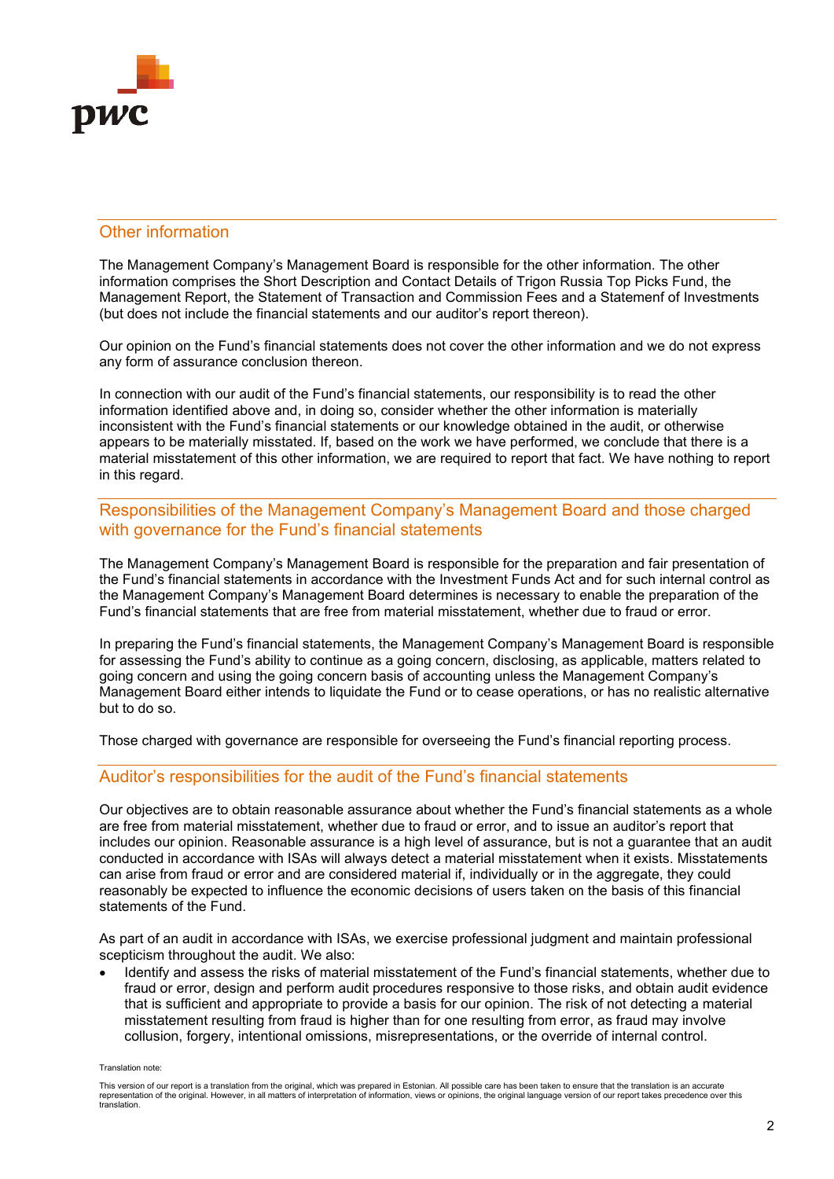## Other information

The Management Company's Management Board is responsible for the other information. The other information comprises the Short Description and Contact Details of Trigon Russia Top Picks Fund, the Management Report, the Statement of Transaction and Commission Fees and a Statemenf of Investments (but does not include the financial statements and our auditor's report thereon).

Our opinion on the Fund's financial statements does not cover the other information and we do not express any form of assurance conclusion thereon.

In connection with our audit of the Fund's financial statements, our responsibility is to read the other information identified above and, in doing so, consider whether the other information is materially inconsistent with the Fund's financial statements or our knowledge obtained in the audit, or otherwise appears to be materially misstated. If, based on the work we have performed, we conclude that there is a material misstatement of this other information, we are required to report that fact. We have nothing to report in this regard.

## Responsibilities of the Management Company's Management Board and those charged with governance for the Fund's financial statements

The Management Company's Management Board is responsible for the preparation and fair presentation of the Fund's financial statements in accordance with the Investment Funds Act and for such internal control as the Management Company's Management Board determines is necessary to enable the preparation of the Fund's financial statements that are free from material misstatement, whether due to fraud or error.

In preparing the Fund's financial statements, the Management Company's Management Board is responsible for assessing the Fund's ability to continue as a going concern, disclosing, as applicable, matters related to going concern and using the going concern basis of accounting unless the Management Company's Management Board either intends to liquidate the Fund or to cease operations, or has no realistic alternative but to do so.

Those charged with governance are responsible for overseeing the Fund's financial reporting process.

## Auditor's responsibilities for the audit of the Fund's financial statements

Our objectives are to obtain reasonable assurance about whether the Fund's financial statements as a whole are free from material misstatement, whether due to fraud or error, and to issue an auditor's report that includes our opinion. Reasonable assurance is a high level of assurance, but is not a guarantee that an audit conducted in accordance with ISAs will always detect a material misstatement when it exists. Misstatements can arise from fraud or error and are considered material if, individually or in the aggregate, they could reasonably be expected to influence the economic decisions of users taken on the basis of this financial statements of the Fund.

As part of an audit in accordance with ISAs, we exercise professional judgment and maintain professional scepticism throughout the audit. We also:

- Identify and assess the risks of material misstatement of the Fund's financial statements, whether due to fraud or error, design and perform audit procedures responsive to those risks, and obtain audit evidence that is sufficient and appropriate to provide a basis for our opinion. The risk of not detecting a material misstatement resulting from fraud is higher than for one resulting from error, as fraud may involve collusion, forgery, intentional omissions, misrepresentations, or the override of internal control.

Translation note:

This version of our report is a translation from the original, which was prepared in Estonian. All possible care has been taken to ensure that the translation is an accurate representation of the original. However, in all matters of interpretation of information, views or opinions, the original language version of our report takes precedence over this translation.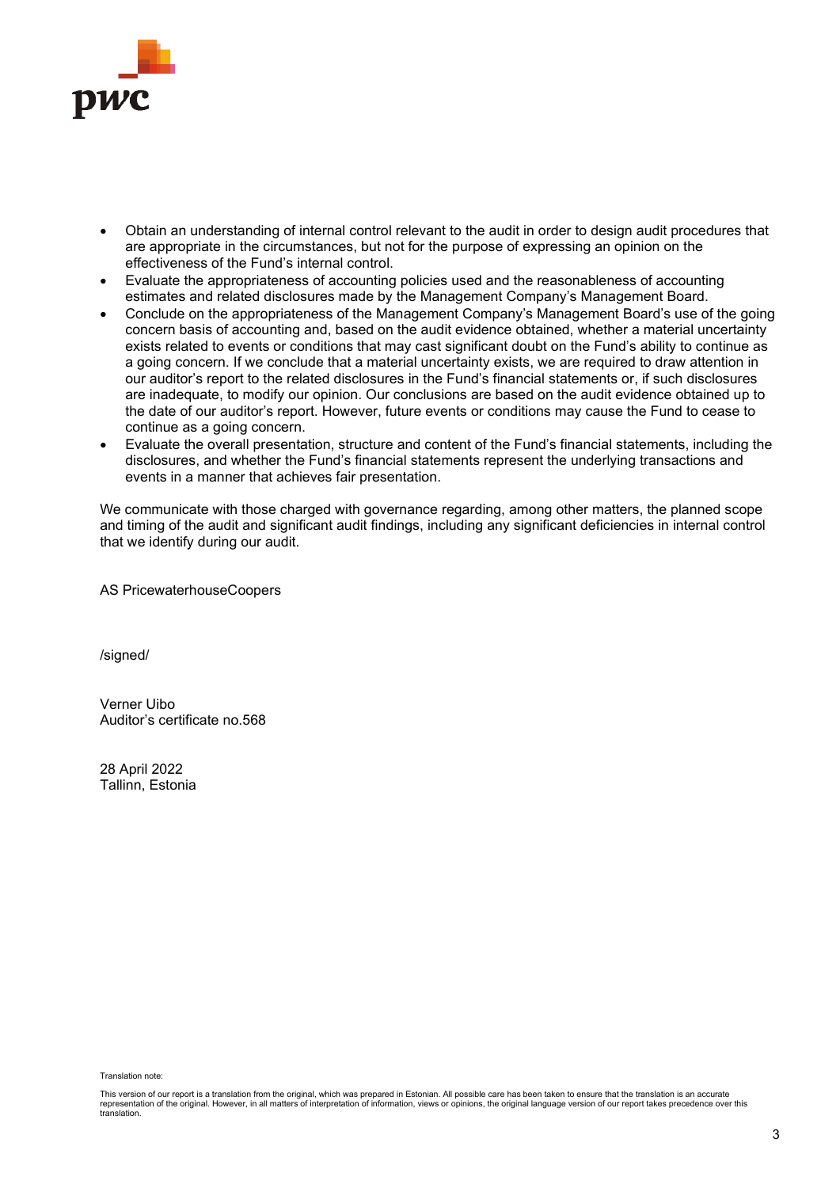- Obtain an understanding of internal control relevant to the audit in order to design audit procedures that are appropriate in the circumstances, but not for the purpose of expressing an opinion on the effectiveness of the Fund's internal control.
- Evaluate the appropriateness of accounting policies used and the reasonableness of accounting estimates and related disclosures made by the Management Company's Management Board.
- Conclude on the appropriateness of the Management Company's Management Board's use of the going concern basis of accounting and, based on the audit evidence obtained, whether a material uncertainty exists related to events or conditions that may cast significant doubt on the Fund's ability to continue as a going concern. If we conclude that a material uncertainty exists, we are required to draw attention in our auditor's report to the related disclosures in the Fund's financial statements or, if such disclosures are inadequate, to modify our opinion. Our conclusions are based on the audit evidence obtained up to the date of our auditor's report. However, future events or conditions may cause the Fund to cease to continue as a going concern.
- Evaluate the overall presentation, structure and content of the Fund's financial statements, including the disclosures, and whether the Fund's financial statements represent the underlying transactions and events in a manner that achieves fair presentation.

We communicate with those charged with governance regarding, among other matters, the planned scope and timing of the audit and significant audit findings, including any significant deficiencies in internal control that we identify during our audit.

AS PricewaterhouseCoopers

/signed/

Verner Uibo
Auditor's certificate no.568

28 April 2022
Tallinn, Estonia

Translation note:

This version of our report is a translation from the original, which was prepared in Estonian. All possible care has been taken to ensure that the translation is an accurate representation of the original. However, in all matters of interpretation of information, views or opinions, the original language version of our report takes precedence over this translation.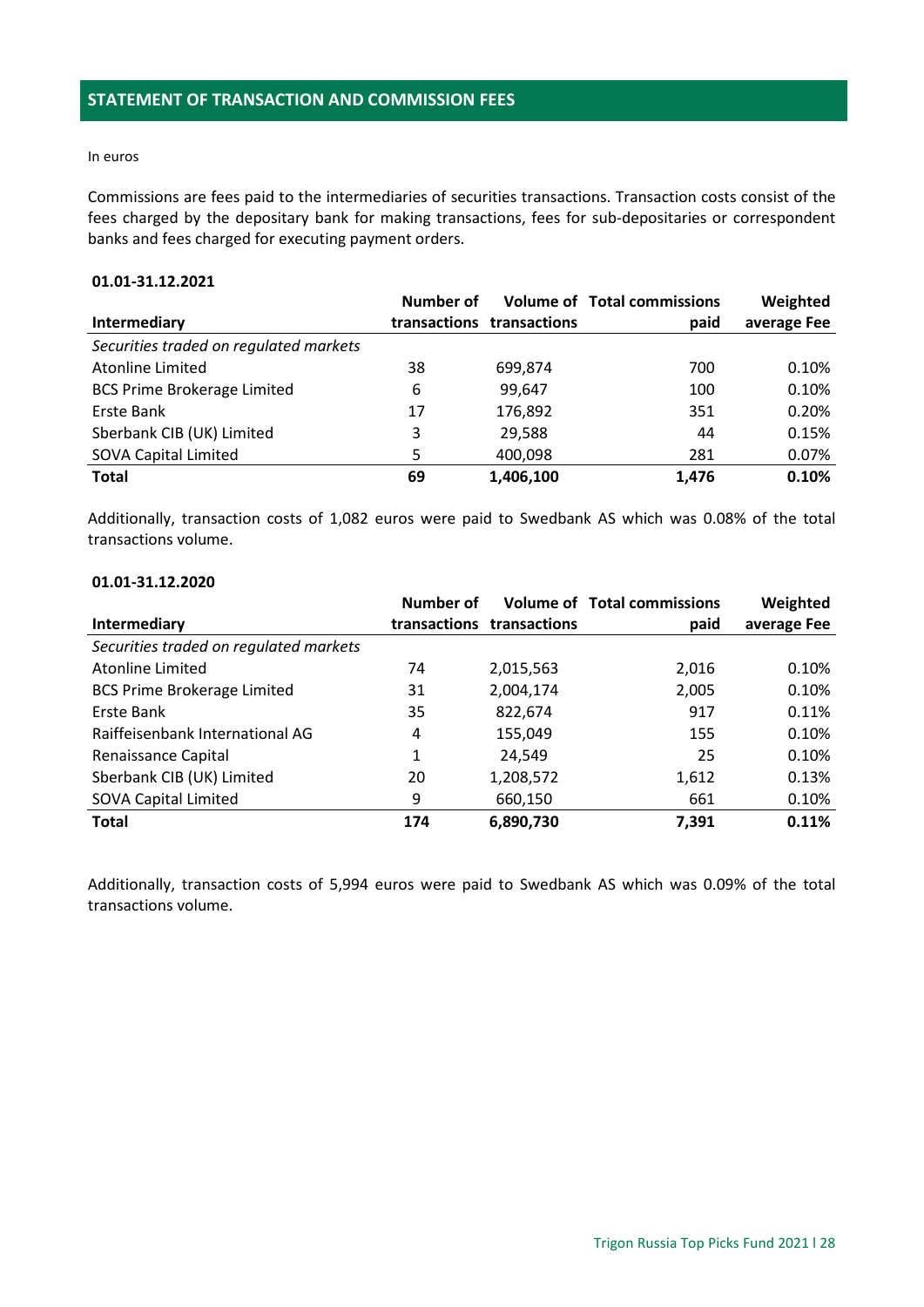## STATEMENT OF TRANSACTION AND COMMISSION FEES

In euros

Commissions are fees paid to the intermediaries of securities transactions. Transaction costs consist of the fees charged by the depositary bank for making transactions, fees for sub-depositaries or correspondent banks and fees charged for executing payment orders.

**01.01-31.12.2021**

| Intermediary | Number of transactions | Volume of transactions | Total commissions paid | Weighted average Fee |
|---|---|---|---|---|
| *Securities traded on regulated markets* | | | | |
| Atonline Limited | 38 | 699,874 | 700 | 0.10% |
| BCS Prime Brokerage Limited | 6 | 99,647 | 100 | 0.10% |
| Erste Bank | 17 | 176,892 | 351 | 0.20% |
| Sberbank CIB (UK) Limited | 3 | 29,588 | 44 | 0.15% |
| SOVA Capital Limited | 5 | 400,098 | 281 | 0.07% |
| **Total** | **69** | **1,406,100** | **1,476** | **0.10%** |

Additionally, transaction costs of 1,082 euros were paid to Swedbank AS which was 0.08% of the total transactions volume.

**01.01-31.12.2020**

| Intermediary | Number of transactions | Volume of transactions | Total commissions paid | Weighted average Fee |
|---|---|---|---|---|
| *Securities traded on regulated markets* | | | | |
| Atonline Limited | 74 | 2,015,563 | 2,016 | 0.10% |
| BCS Prime Brokerage Limited | 31 | 2,004,174 | 2,005 | 0.10% |
| Erste Bank | 35 | 822,674 | 917 | 0.11% |
| Raiffeisenbank International AG | 4 | 155,049 | 155 | 0.10% |
| Renaissance Capital | 1 | 24,549 | 25 | 0.10% |
| Sberbank CIB (UK) Limited | 20 | 1,208,572 | 1,612 | 0.13% |
| SOVA Capital Limited | 9 | 660,150 | 661 | 0.10% |
| **Total** | **174** | **6,890,730** | **7,391** | **0.11%** |

Additionally, transaction costs of 5,994 euros were paid to Swedbank AS which was 0.09% of the total transactions volume.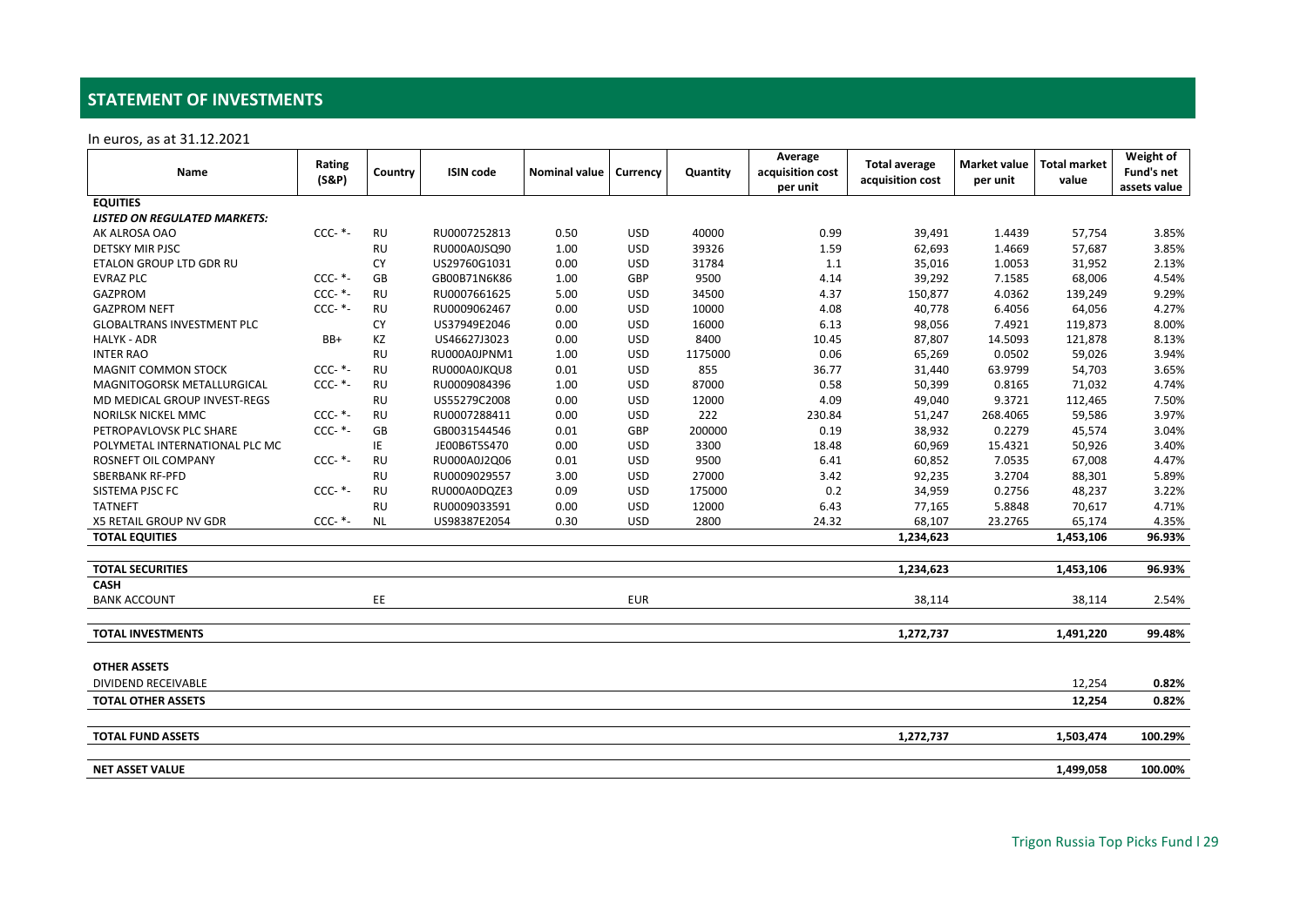## STATEMENT OF INVESTMENTS

In euros, as at 31.12.2021

| Name | Rating (S&P) | Country | ISIN code | Nominal value | Currency | Quantity | Average acquisition cost per unit | Total average acquisition cost | Market value per unit | Total market value | Weight of Fund's net assets value |
|---|---|---|---|---|---|---|---|---|---|---|---|
| **EQUITIES** | | | | | | | | | | | |
| ***LISTED ON REGULATED MARKETS:*** | | | | | | | | | | | |
| AK ALROSA OAO | CCC- *- | RU | RU0007252813 | 0.50 | USD | 40000 | 0.99 | 39,491 | 1.4439 | 57,754 | 3.85% |
| DETSKY MIR PJSC | | RU | RU000A0JSQ90 | 1.00 | USD | 39326 | 1.59 | 62,693 | 1.4669 | 57,687 | 3.85% |
| ETALON GROUP LTD GDR RU | | CY | US29760G1031 | 0.00 | USD | 31784 | 1.1 | 35,016 | 1.0053 | 31,952 | 2.13% |
| EVRAZ PLC | CCC- *- | GB | GB00B71N6K86 | 1.00 | GBP | 9500 | 4.14 | 39,292 | 7.1585 | 68,006 | 4.54% |
| GAZPROM | CCC- *- | RU | RU0007661625 | 5.00 | USD | 34500 | 4.37 | 150,877 | 4.0362 | 139,249 | 9.29% |
| GAZPROM NEFT | CCC- *- | RU | RU0009062467 | 0.00 | USD | 10000 | 4.08 | 40,778 | 6.4056 | 64,056 | 4.27% |
| GLOBALTRANS INVESTMENT PLC | | CY | US37949E2046 | 0.00 | USD | 16000 | 6.13 | 98,056 | 7.4921 | 119,873 | 8.00% |
| HALYK - ADR | BB+ | KZ | US46627J3023 | 0.00 | USD | 8400 | 10.45 | 87,807 | 14.5093 | 121,878 | 8.13% |
| INTER RAO | | RU | RU000A0JPNM1 | 1.00 | USD | 1175000 | 0.06 | 65,269 | 0.0502 | 59,026 | 3.94% |
| MAGNIT COMMON STOCK | CCC- *- | RU | RU000A0JKQU8 | 0.01 | USD | 855 | 36.77 | 31,440 | 63.9799 | 54,703 | 3.65% |
| MAGNITOGORSK METALLURGICAL | CCC- *- | RU | RU0009084396 | 1.00 | USD | 87000 | 0.58 | 50,399 | 0.8165 | 71,032 | 4.74% |
| MD MEDICAL GROUP INVEST-REGS | | RU | US55279C2008 | 0.00 | USD | 12000 | 4.09 | 49,040 | 9.3721 | 112,465 | 7.50% |
| NORILSK NICKEL MMC | CCC- *- | RU | RU0007288411 | 0.00 | USD | 222 | 230.84 | 51,247 | 268.4065 | 59,586 | 3.97% |
| PETROPAVLOVSK PLC SHARE | CCC- *- | GB | GB0031544546 | 0.01 | GBP | 200000 | 0.19 | 38,932 | 0.2279 | 45,574 | 3.04% |
| POLYMETAL INTERNATIONAL PLC MC | | IE | JE00B6T5S470 | 0.00 | USD | 3300 | 18.48 | 60,969 | 15.4321 | 50,926 | 3.40% |
| ROSNEFT OIL COMPANY | CCC- *- | RU | RU000A0J2Q06 | 0.01 | USD | 9500 | 6.41 | 60,852 | 7.0535 | 67,008 | 4.47% |
| SBERBANK RF-PFD | | RU | RU0009029557 | 3.00 | USD | 27000 | 3.42 | 92,235 | 3.2704 | 88,301 | 5.89% |
| SISTEMA PJSC FC | CCC- *- | RU | RU000A0DQZE3 | 0.09 | USD | 175000 | 0.2 | 34,959 | 0.2756 | 48,237 | 3.22% |
| TATNEFT | | RU | RU0009033591 | 0.00 | USD | 12000 | 6.43 | 77,165 | 5.8848 | 70,617 | 4.71% |
| X5 RETAIL GROUP NV GDR | CCC- *- | NL | US98387E2054 | 0.30 | USD | 2800 | 24.32 | 68,107 | 23.2765 | 65,174 | 4.35% |
| **TOTAL EQUITIES** | | | | | | | | **1,234,623** | | **1,453,106** | **96.93%** |
| **TOTAL SECURITIES** | | | | | | | | **1,234,623** | | **1,453,106** | **96.93%** |
| **CASH** | | | | | | | | | | | |
| BANK ACCOUNT | | EE | | | EUR | | | 38,114 | | 38,114 | 2.54% |
| **TOTAL INVESTMENTS** | | | | | | | | **1,272,737** | | **1,491,220** | **99.48%** |
| **OTHER ASSETS** | | | | | | | | | | | |
| DIVIDEND RECEIVABLE | | | | | | | | | | 12,254 | **0.82%** |
| **TOTAL OTHER ASSETS** | | | | | | | | | | **12,254** | **0.82%** |
| **TOTAL FUND ASSETS** | | | | | | | | **1,272,737** | | **1,503,474** | **100.29%** |
| **NET ASSET VALUE** | | | | | | | | | | **1,499,058** | **100.00%** |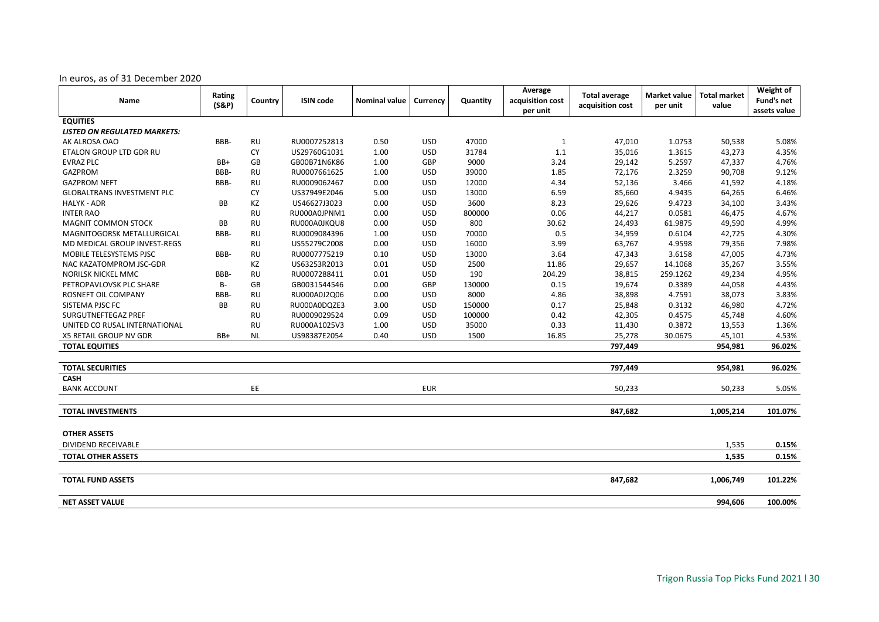In euros, as of 31 December 2020

| Name | Rating (S&P) | Country | ISIN code | Nominal value | Currency | Quantity | Average acquisition cost per unit | Total average acquisition cost | Market value per unit | Total market value | Weight of Fund's net assets value |
|---|---|---|---|---|---|---|---|---|---|---|---|
| **EQUITIES** | | | | | | | | | | | |
| ***LISTED ON REGULATED MARKETS:*** | | | | | | | | | | | |
| AK ALROSA OAO | BBB- | RU | RU0007252813 | 0.50 | USD | 47000 | 1 | 47,010 | 1.0753 | 50,538 | 5.08% |
| ETALON GROUP LTD GDR RU | | CY | US29760G1031 | 1.00 | USD | 31784 | 1.1 | 35,016 | 1.3615 | 43,273 | 4.35% |
| EVRAZ PLC | BB+ | GB | GB00B71N6K86 | 1.00 | GBP | 9000 | 3.24 | 29,142 | 5.2597 | 47,337 | 4.76% |
| GAZPROM | BBB- | RU | RU0007661625 | 1.00 | USD | 39000 | 1.85 | 72,176 | 2.3259 | 90,708 | 9.12% |
| GAZPROM NEFT | BBB- | RU | RU0009062467 | 0.00 | USD | 12000 | 4.34 | 52,136 | 3.466 | 41,592 | 4.18% |
| GLOBALTRANS INVESTMENT PLC | | CY | US37949E2046 | 5.00 | USD | 13000 | 6.59 | 85,660 | 4.9435 | 64,265 | 6.46% |
| HALYK - ADR | BB | KZ | US46627J3023 | 0.00 | USD | 3600 | 8.23 | 29,626 | 9.4723 | 34,100 | 3.43% |
| INTER RAO | | RU | RU000A0JPNM1 | 0.00 | USD | 800000 | 0.06 | 44,217 | 0.0581 | 46,475 | 4.67% |
| MAGNIT COMMON STOCK | BB | RU | RU000A0JKQU8 | 0.00 | USD | 800 | 30.62 | 24,493 | 61.9875 | 49,590 | 4.99% |
| MAGNITOGORSK METALLURGICAL | BBB- | RU | RU0009084396 | 1.00 | USD | 70000 | 0.5 | 34,959 | 0.6104 | 42,725 | 4.30% |
| MD MEDICAL GROUP INVEST-REGS | | RU | US55279C2008 | 0.00 | USD | 16000 | 3.99 | 63,767 | 4.9598 | 79,356 | 7.98% |
| MOBILE TELESYSTEMS PJSC | BBB- | RU | RU0007775219 | 0.10 | USD | 13000 | 3.64 | 47,343 | 3.6158 | 47,005 | 4.73% |
| NAC KAZATOMPROM JSC-GDR | | KZ | US63253R2013 | 0.01 | USD | 2500 | 11.86 | 29,657 | 14.1068 | 35,267 | 3.55% |
| NORILSK NICKEL MMC | BBB- | RU | RU0007288411 | 0.01 | USD | 190 | 204.29 | 38,815 | 259.1262 | 49,234 | 4.95% |
| PETROPAVLOVSK PLC SHARE | B- | GB | GB0031544546 | 0.00 | GBP | 130000 | 0.15 | 19,674 | 0.3389 | 44,058 | 4.43% |
| ROSNEFT OIL COMPANY | BBB- | RU | RU000A0J2Q06 | 0.00 | USD | 8000 | 4.86 | 38,898 | 4.7591 | 38,073 | 3.83% |
| SISTEMA PJSC FC | BB | RU | RU000A0DQZE3 | 3.00 | USD | 150000 | 0.17 | 25,848 | 0.3132 | 46,980 | 4.72% |
| SURGUTNEFTEGAZ PREF | | RU | RU0009029524 | 0.09 | USD | 100000 | 0.42 | 42,305 | 0.4575 | 45,748 | 4.60% |
| UNITED CO RUSAL INTERNATIONAL | | RU | RU000A1025V3 | 1.00 | USD | 35000 | 0.33 | 11,430 | 0.3872 | 13,553 | 1.36% |
| X5 RETAIL GROUP NV GDR | BB+ | NL | US98387E2054 | 0.40 | USD | 1500 | 16.85 | 25,278 | 30.0675 | 45,101 | 4.53% |
| **TOTAL EQUITIES** | | | | | | | | **797,449** | | **954,981** | **96.02%** |
| **TOTAL SECURITIES** | | | | | | | | **797,449** | | **954,981** | **96.02%** |
| **CASH** | | | | | | | | | | | |
| BANK ACCOUNT | | EE | | | EUR | | | 50,233 | | 50,233 | 5.05% |
| **TOTAL INVESTMENTS** | | | | | | | | **847,682** | | **1,005,214** | **101.07%** |
| **OTHER ASSETS** | | | | | | | | | | | |
| DIVIDEND RECEIVABLE | | | | | | | | | | 1,535 | **0.15%** |
| **TOTAL OTHER ASSETS** | | | | | | | | | | **1,535** | **0.15%** |
| **TOTAL FUND ASSETS** | | | | | | | | **847,682** | | **1,006,749** | **101.22%** |
| **NET ASSET VALUE** | | | | | | | | | | **994,606** | **100.00%** |